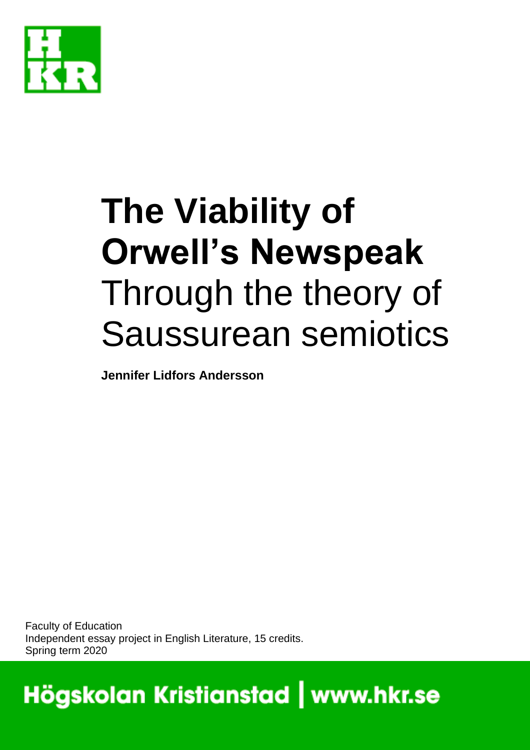# The Viability of Orwell's Newspeak
Through the theory of Saussurean semiotics

**Jennifer Lidfors Andersson**

Faculty of Education
Independent essay project in English Literature, 15 credits.
Spring term 2020

Högskolan Kristianstad | www.hkr.se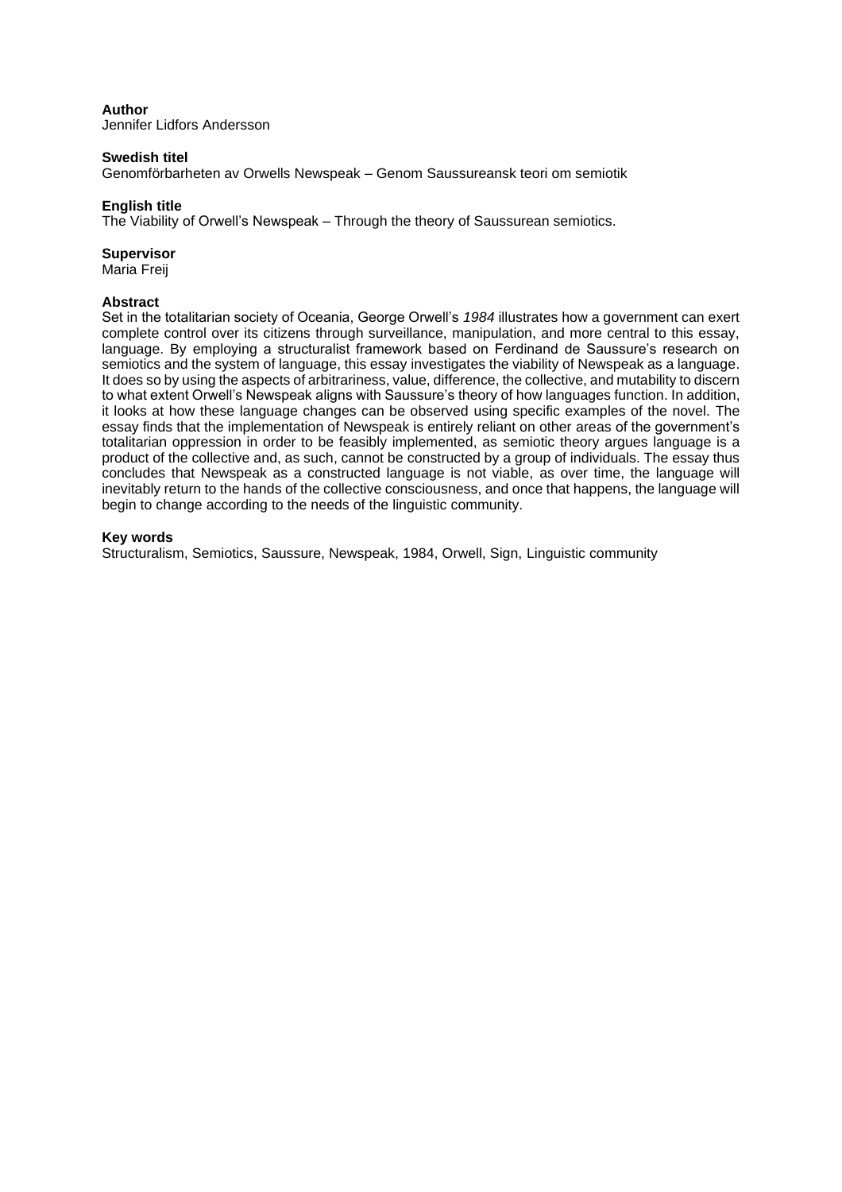**Author**
Jennifer Lidfors Andersson

**Swedish titel**
Genomförbarheten av Orwells Newspeak – Genom Saussureansk teori om semiotik

**English title**
The Viability of Orwell's Newspeak – Through the theory of Saussurean semiotics.

**Supervisor**
Maria Freij

**Abstract**
Set in the totalitarian society of Oceania, George Orwell's *1984* illustrates how a government can exert complete control over its citizens through surveillance, manipulation, and more central to this essay, language. By employing a structuralist framework based on Ferdinand de Saussure's research on semiotics and the system of language, this essay investigates the viability of Newspeak as a language. It does so by using the aspects of arbitrariness, value, difference, the collective, and mutability to discern to what extent Orwell's Newspeak aligns with Saussure's theory of how languages function. In addition, it looks at how these language changes can be observed using specific examples of the novel. The essay finds that the implementation of Newspeak is entirely reliant on other areas of the government's totalitarian oppression in order to be feasibly implemented, as semiotic theory argues language is a product of the collective and, as such, cannot be constructed by a group of individuals. The essay thus concludes that Newspeak as a constructed language is not viable, as over time, the language will inevitably return to the hands of the collective consciousness, and once that happens, the language will begin to change according to the needs of the linguistic community.

**Key words**
Structuralism, Semiotics, Saussure, Newspeak, 1984, Orwell, Sign, Linguistic community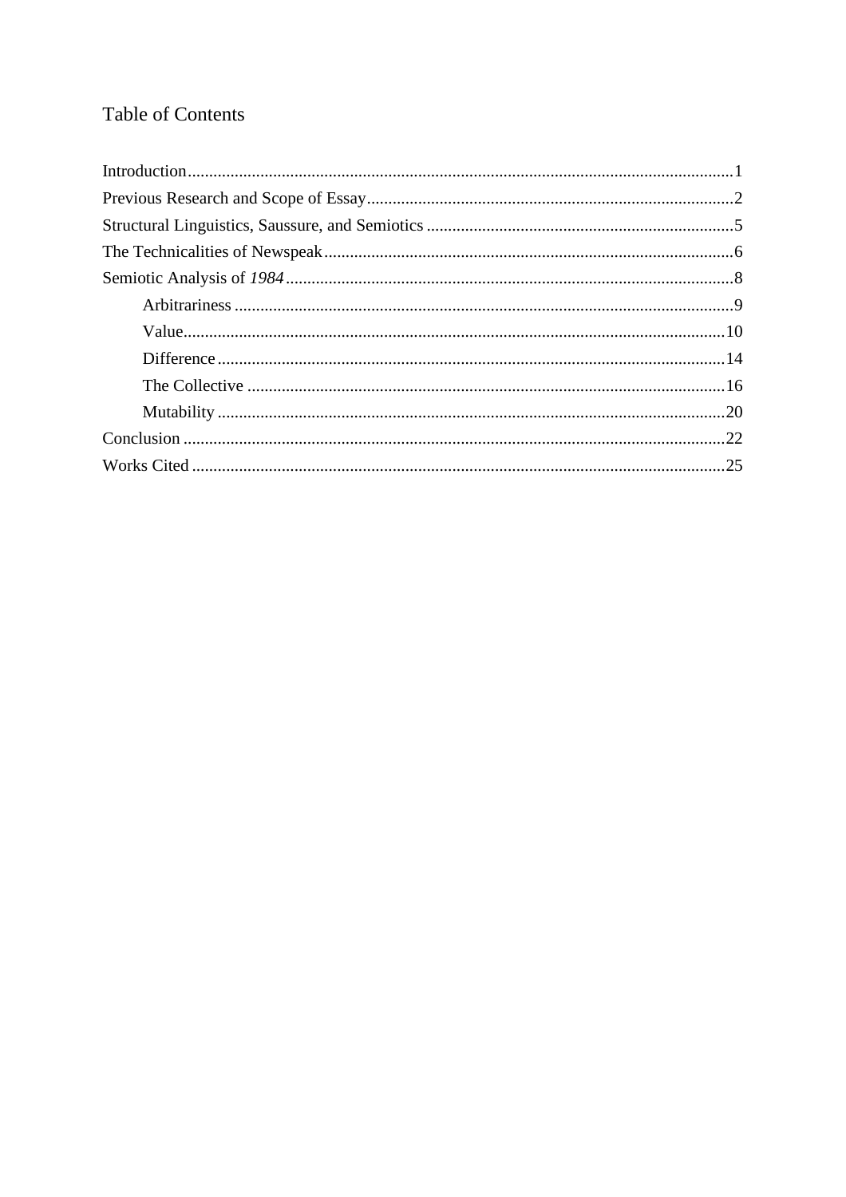# Table of Contents

Introduction...1

Previous Research and Scope of Essay...2

Structural Linguistics, Saussure, and Semiotics...5

The Technicalities of Newspeak...6

Semiotic Analysis of *1984*...8

- Arbitrariness...9
- Value...10
- Difference...14
- The Collective...16
- Mutability...20

Conclusion...22

Works Cited...25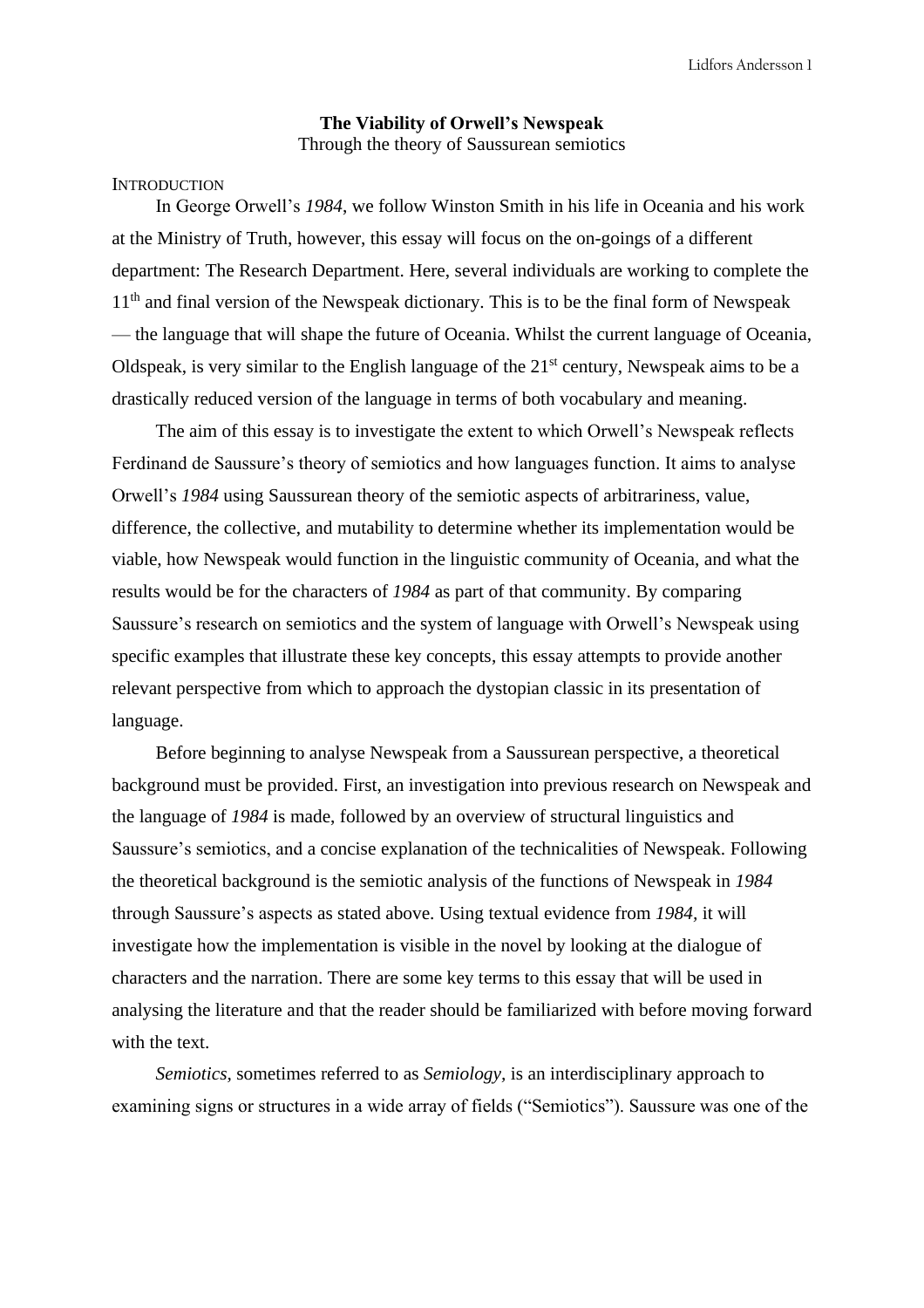# The Viability of Orwell's Newspeak

Through the theory of Saussurean semiotics

## Introduction

In George Orwell's *1984*, we follow Winston Smith in his life in Oceania and his work at the Ministry of Truth, however, this essay will focus on the on-goings of a different department: The Research Department. Here, several individuals are working to complete the 11th and final version of the Newspeak dictionary. This is to be the final form of Newspeak — the language that will shape the future of Oceania. Whilst the current language of Oceania, Oldspeak, is very similar to the English language of the 21st century, Newspeak aims to be a drastically reduced version of the language in terms of both vocabulary and meaning.

The aim of this essay is to investigate the extent to which Orwell's Newspeak reflects Ferdinand de Saussure's theory of semiotics and how languages function. It aims to analyse Orwell's *1984* using Saussurean theory of the semiotic aspects of arbitrariness, value, difference, the collective, and mutability to determine whether its implementation would be viable, how Newspeak would function in the linguistic community of Oceania, and what the results would be for the characters of *1984* as part of that community. By comparing Saussure's research on semiotics and the system of language with Orwell's Newspeak using specific examples that illustrate these key concepts, this essay attempts to provide another relevant perspective from which to approach the dystopian classic in its presentation of language.

Before beginning to analyse Newspeak from a Saussurean perspective, a theoretical background must be provided. First, an investigation into previous research on Newspeak and the language of *1984* is made, followed by an overview of structural linguistics and Saussure's semiotics, and a concise explanation of the technicalities of Newspeak. Following the theoretical background is the semiotic analysis of the functions of Newspeak in *1984* through Saussure's aspects as stated above. Using textual evidence from *1984*, it will investigate how the implementation is visible in the novel by looking at the dialogue of characters and the narration. There are some key terms to this essay that will be used in analysing the literature and that the reader should be familiarized with before moving forward with the text.

*Semiotics*, sometimes referred to as *Semiology*, is an interdisciplinary approach to examining signs or structures in a wide array of fields ("Semiotics"). Saussure was one of the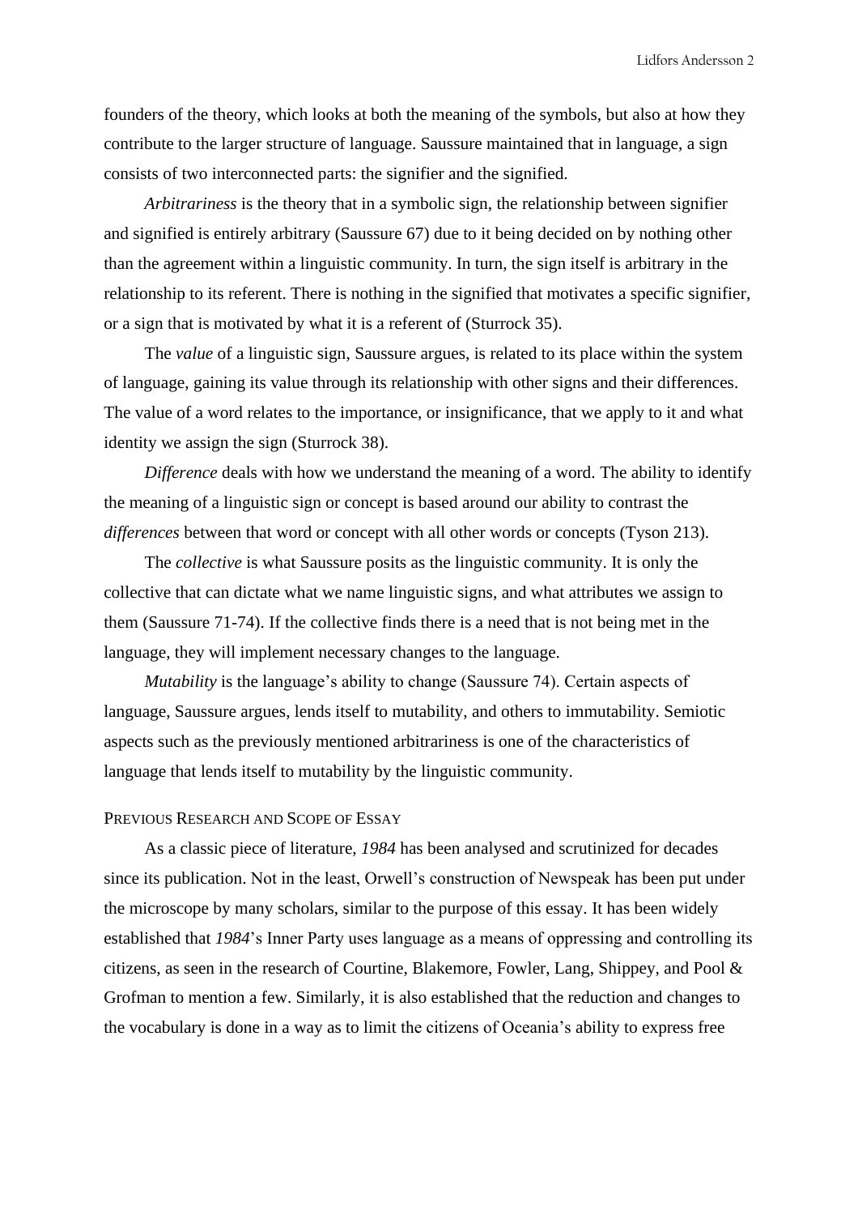founders of the theory, which looks at both the meaning of the symbols, but also at how they contribute to the larger structure of language. Saussure maintained that in language, a sign consists of two interconnected parts: the signifier and the signified.

*Arbitrariness* is the theory that in a symbolic sign, the relationship between signifier and signified is entirely arbitrary (Saussure 67) due to it being decided on by nothing other than the agreement within a linguistic community. In turn, the sign itself is arbitrary in the relationship to its referent. There is nothing in the signified that motivates a specific signifier, or a sign that is motivated by what it is a referent of (Sturrock 35).

The *value* of a linguistic sign, Saussure argues, is related to its place within the system of language, gaining its value through its relationship with other signs and their differences. The value of a word relates to the importance, or insignificance, that we apply to it and what identity we assign the sign (Sturrock 38).

*Difference* deals with how we understand the meaning of a word. The ability to identify the meaning of a linguistic sign or concept is based around our ability to contrast the *differences* between that word or concept with all other words or concepts (Tyson 213).

The *collective* is what Saussure posits as the linguistic community. It is only the collective that can dictate what we name linguistic signs, and what attributes we assign to them (Saussure 71-74). If the collective finds there is a need that is not being met in the language, they will implement necessary changes to the language.

*Mutability* is the language's ability to change (Saussure 74). Certain aspects of language, Saussure argues, lends itself to mutability, and others to immutability. Semiotic aspects such as the previously mentioned arbitrariness is one of the characteristics of language that lends itself to mutability by the linguistic community.

## Previous Research and Scope of Essay

As a classic piece of literature, *1984* has been analysed and scrutinized for decades since its publication. Not in the least, Orwell's construction of Newspeak has been put under the microscope by many scholars, similar to the purpose of this essay. It has been widely established that *1984*'s Inner Party uses language as a means of oppressing and controlling its citizens, as seen in the research of Courtine, Blakemore, Fowler, Lang, Shippey, and Pool & Grofman to mention a few. Similarly, it is also established that the reduction and changes to the vocabulary is done in a way as to limit the citizens of Oceania's ability to express free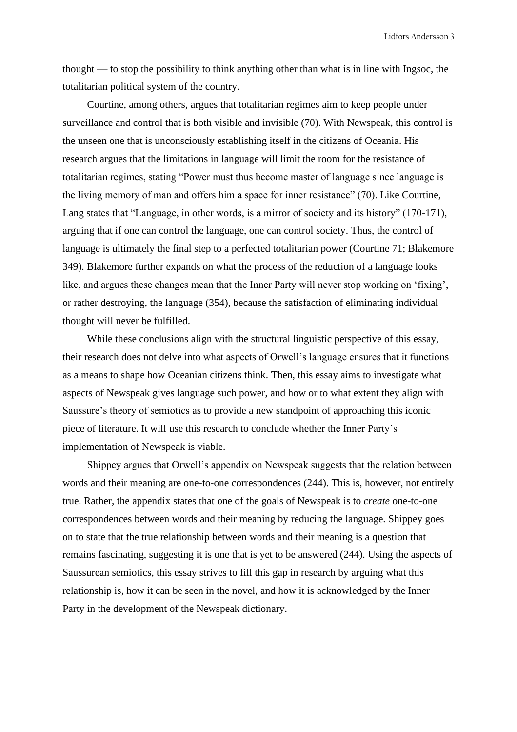thought — to stop the possibility to think anything other than what is in line with Ingsoc, the totalitarian political system of the country.

Courtine, among others, argues that totalitarian regimes aim to keep people under surveillance and control that is both visible and invisible (70). With Newspeak, this control is the unseen one that is unconsciously establishing itself in the citizens of Oceania. His research argues that the limitations in language will limit the room for the resistance of totalitarian regimes, stating "Power must thus become master of language since language is the living memory of man and offers him a space for inner resistance" (70). Like Courtine, Lang states that "Language, in other words, is a mirror of society and its history" (170-171), arguing that if one can control the language, one can control society. Thus, the control of language is ultimately the final step to a perfected totalitarian power (Courtine 71; Blakemore 349). Blakemore further expands on what the process of the reduction of a language looks like, and argues these changes mean that the Inner Party will never stop working on 'fixing', or rather destroying, the language (354), because the satisfaction of eliminating individual thought will never be fulfilled.

While these conclusions align with the structural linguistic perspective of this essay, their research does not delve into what aspects of Orwell's language ensures that it functions as a means to shape how Oceanian citizens think. Then, this essay aims to investigate what aspects of Newspeak gives language such power, and how or to what extent they align with Saussure's theory of semiotics as to provide a new standpoint of approaching this iconic piece of literature. It will use this research to conclude whether the Inner Party's implementation of Newspeak is viable.

Shippey argues that Orwell's appendix on Newspeak suggests that the relation between words and their meaning are one-to-one correspondences (244). This is, however, not entirely true. Rather, the appendix states that one of the goals of Newspeak is to *create* one-to-one correspondences between words and their meaning by reducing the language. Shippey goes on to state that the true relationship between words and their meaning is a question that remains fascinating, suggesting it is one that is yet to be answered (244). Using the aspects of Saussurean semiotics, this essay strives to fill this gap in research by arguing what this relationship is, how it can be seen in the novel, and how it is acknowledged by the Inner Party in the development of the Newspeak dictionary.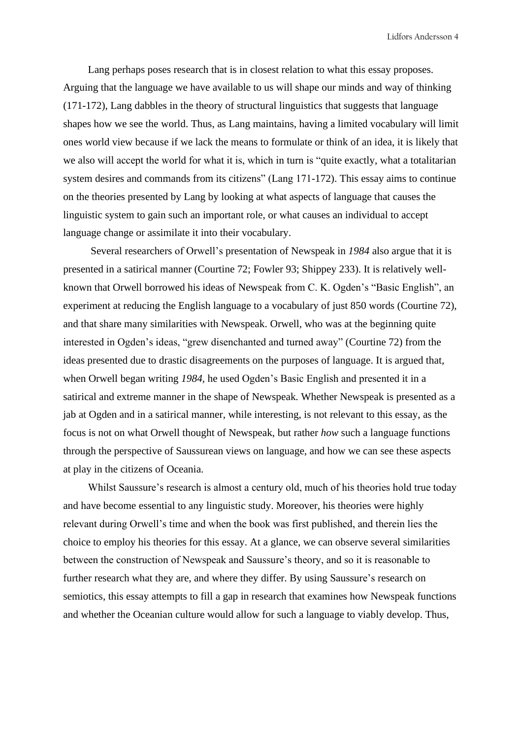Lang perhaps poses research that is in closest relation to what this essay proposes. Arguing that the language we have available to us will shape our minds and way of thinking (171-172), Lang dabbles in the theory of structural linguistics that suggests that language shapes how we see the world. Thus, as Lang maintains, having a limited vocabulary will limit ones world view because if we lack the means to formulate or think of an idea, it is likely that we also will accept the world for what it is, which in turn is "quite exactly, what a totalitarian system desires and commands from its citizens" (Lang 171-172). This essay aims to continue on the theories presented by Lang by looking at what aspects of language that causes the linguistic system to gain such an important role, or what causes an individual to accept language change or assimilate it into their vocabulary.

Several researchers of Orwell's presentation of Newspeak in *1984* also argue that it is presented in a satirical manner (Courtine 72; Fowler 93; Shippey 233). It is relatively well-known that Orwell borrowed his ideas of Newspeak from C. K. Ogden's "Basic English", an experiment at reducing the English language to a vocabulary of just 850 words (Courtine 72), and that share many similarities with Newspeak. Orwell, who was at the beginning quite interested in Ogden's ideas, "grew disenchanted and turned away" (Courtine 72) from the ideas presented due to drastic disagreements on the purposes of language. It is argued that, when Orwell began writing *1984*, he used Ogden's Basic English and presented it in a satirical and extreme manner in the shape of Newspeak. Whether Newspeak is presented as a jab at Ogden and in a satirical manner, while interesting, is not relevant to this essay, as the focus is not on what Orwell thought of Newspeak, but rather *how* such a language functions through the perspective of Saussurean views on language, and how we can see these aspects at play in the citizens of Oceania.

Whilst Saussure's research is almost a century old, much of his theories hold true today and have become essential to any linguistic study. Moreover, his theories were highly relevant during Orwell's time and when the book was first published, and therein lies the choice to employ his theories for this essay. At a glance, we can observe several similarities between the construction of Newspeak and Saussure's theory, and so it is reasonable to further research what they are, and where they differ. By using Saussure's research on semiotics, this essay attempts to fill a gap in research that examines how Newspeak functions and whether the Oceanian culture would allow for such a language to viably develop. Thus,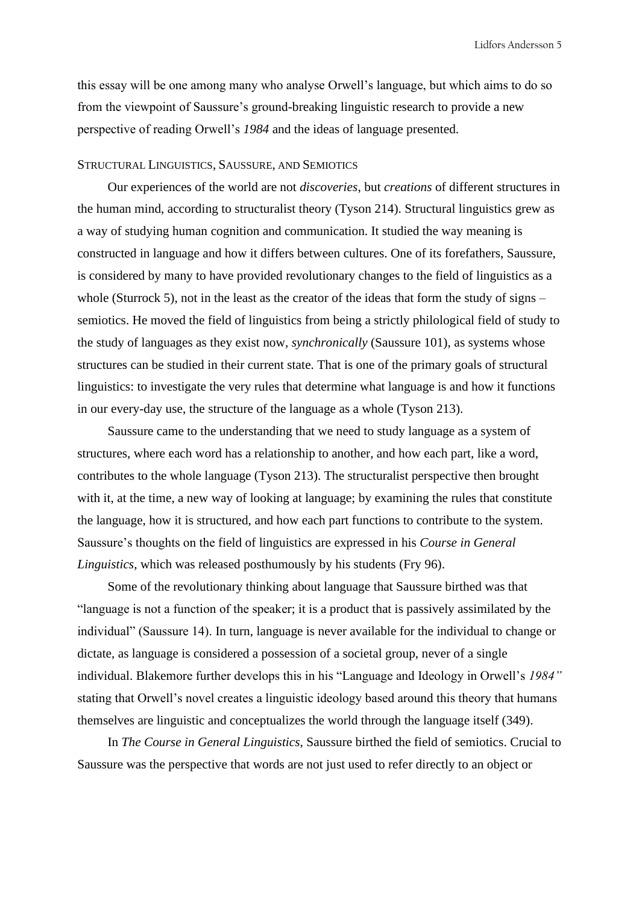this essay will be one among many who analyse Orwell's language, but which aims to do so from the viewpoint of Saussure's ground-breaking linguistic research to provide a new perspective of reading Orwell's *1984* and the ideas of language presented.

## Structural Linguistics, Saussure, and Semiotics

Our experiences of the world are not *discoveries*, but *creations* of different structures in the human mind, according to structuralist theory (Tyson 214). Structural linguistics grew as a way of studying human cognition and communication. It studied the way meaning is constructed in language and how it differs between cultures. One of its forefathers, Saussure, is considered by many to have provided revolutionary changes to the field of linguistics as a whole (Sturrock 5), not in the least as the creator of the ideas that form the study of signs – semiotics. He moved the field of linguistics from being a strictly philological field of study to the study of languages as they exist now, *synchronically* (Saussure 101), as systems whose structures can be studied in their current state. That is one of the primary goals of structural linguistics: to investigate the very rules that determine what language is and how it functions in our every-day use, the structure of the language as a whole (Tyson 213).

Saussure came to the understanding that we need to study language as a system of structures, where each word has a relationship to another, and how each part, like a word, contributes to the whole language (Tyson 213). The structuralist perspective then brought with it, at the time, a new way of looking at language; by examining the rules that constitute the language, how it is structured, and how each part functions to contribute to the system. Saussure's thoughts on the field of linguistics are expressed in his *Course in General Linguistics*, which was released posthumously by his students (Fry 96).

Some of the revolutionary thinking about language that Saussure birthed was that "language is not a function of the speaker; it is a product that is passively assimilated by the individual" (Saussure 14). In turn, language is never available for the individual to change or dictate, as language is considered a possession of a societal group, never of a single individual. Blakemore further develops this in his "Language and Ideology in Orwell's *1984"* stating that Orwell's novel creates a linguistic ideology based around this theory that humans themselves are linguistic and conceptualizes the world through the language itself (349).

In *The Course in General Linguistics,* Saussure birthed the field of semiotics. Crucial to Saussure was the perspective that words are not just used to refer directly to an object or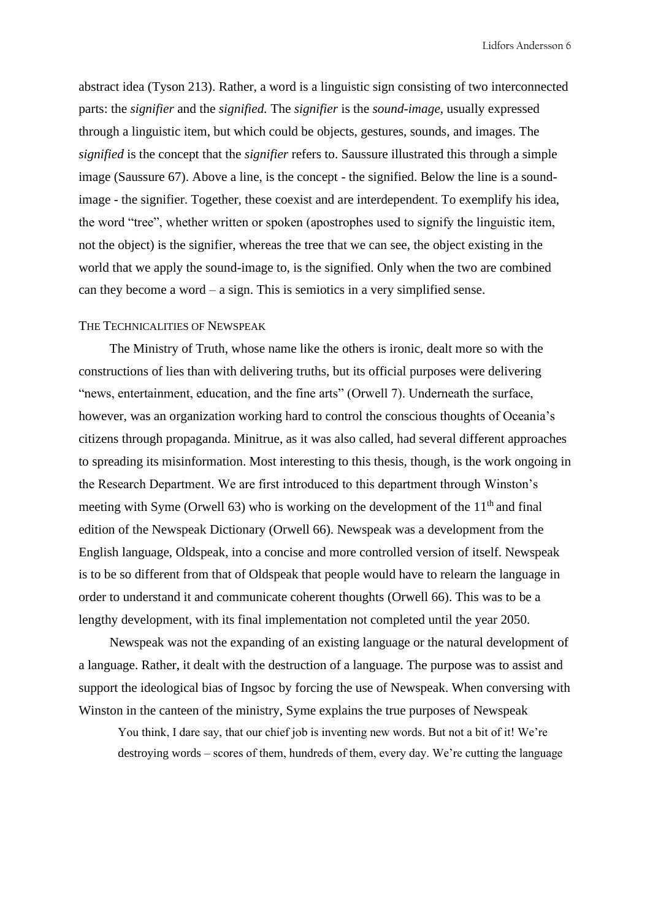abstract idea (Tyson 213). Rather, a word is a linguistic sign consisting of two interconnected parts: the *signifier* and the *signified.* The *signifier* is the *sound-image*, usually expressed through a linguistic item, but which could be objects, gestures, sounds, and images. The *signified* is the concept that the *signifier* refers to. Saussure illustrated this through a simple image (Saussure 67). Above a line, is the concept - the signified. Below the line is a sound-image - the signifier. Together, these coexist and are interdependent. To exemplify his idea, the word "tree", whether written or spoken (apostrophes used to signify the linguistic item, not the object) is the signifier, whereas the tree that we can see, the object existing in the world that we apply the sound-image to, is the signified. Only when the two are combined can they become a word – a sign. This is semiotics in a very simplified sense.

## The Technicalities of Newspeak

The Ministry of Truth, whose name like the others is ironic, dealt more so with the constructions of lies than with delivering truths, but its official purposes were delivering "news, entertainment, education, and the fine arts" (Orwell 7). Underneath the surface, however, was an organization working hard to control the conscious thoughts of Oceania's citizens through propaganda. Minitrue, as it was also called, had several different approaches to spreading its misinformation. Most interesting to this thesis, though, is the work ongoing in the Research Department. We are first introduced to this department through Winston's meeting with Syme (Orwell 63) who is working on the development of the 11th and final edition of the Newspeak Dictionary (Orwell 66). Newspeak was a development from the English language, Oldspeak, into a concise and more controlled version of itself. Newspeak is to be so different from that of Oldspeak that people would have to relearn the language in order to understand it and communicate coherent thoughts (Orwell 66). This was to be a lengthy development, with its final implementation not completed until the year 2050.

Newspeak was not the expanding of an existing language or the natural development of a language. Rather, it dealt with the destruction of a language. The purpose was to assist and support the ideological bias of Ingsoc by forcing the use of Newspeak. When conversing with Winston in the canteen of the ministry, Syme explains the true purposes of Newspeak

> You think, I dare say, that our chief job is inventing new words. But not a bit of it! We're destroying words – scores of them, hundreds of them, every day. We're cutting the language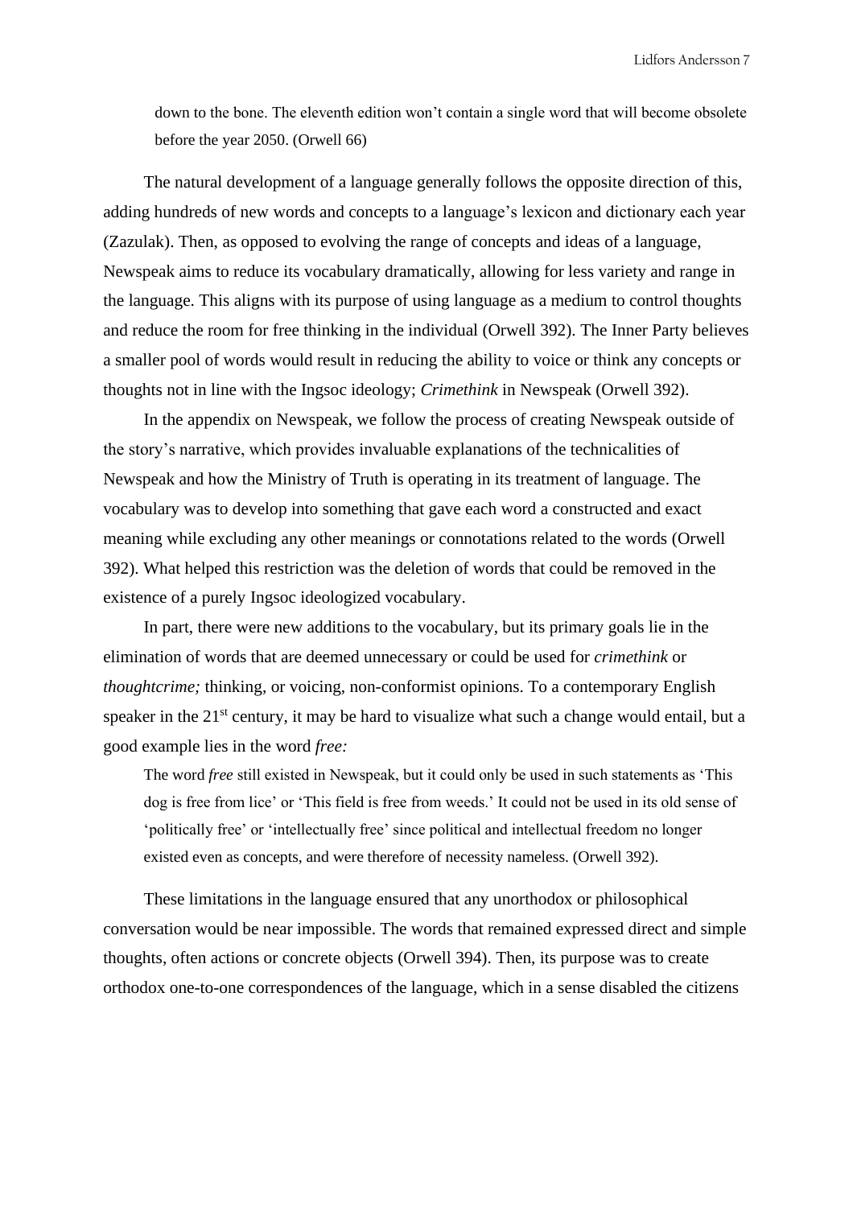> down to the bone. The eleventh edition won't contain a single word that will become obsolete before the year 2050. (Orwell 66)

The natural development of a language generally follows the opposite direction of this, adding hundreds of new words and concepts to a language's lexicon and dictionary each year (Zazulak). Then, as opposed to evolving the range of concepts and ideas of a language, Newspeak aims to reduce its vocabulary dramatically, allowing for less variety and range in the language. This aligns with its purpose of using language as a medium to control thoughts and reduce the room for free thinking in the individual (Orwell 392). The Inner Party believes a smaller pool of words would result in reducing the ability to voice or think any concepts or thoughts not in line with the Ingsoc ideology; *Crimethink* in Newspeak (Orwell 392).

In the appendix on Newspeak, we follow the process of creating Newspeak outside of the story's narrative, which provides invaluable explanations of the technicalities of Newspeak and how the Ministry of Truth is operating in its treatment of language. The vocabulary was to develop into something that gave each word a constructed and exact meaning while excluding any other meanings or connotations related to the words (Orwell 392). What helped this restriction was the deletion of words that could be removed in the existence of a purely Ingsoc ideologized vocabulary.

In part, there were new additions to the vocabulary, but its primary goals lie in the elimination of words that are deemed unnecessary or could be used for *crimethink* or *thoughtcrime;* thinking, or voicing, non-conformist opinions. To a contemporary English speaker in the 21st century, it may be hard to visualize what such a change would entail, but a good example lies in the word *free:*

> The word *free* still existed in Newspeak, but it could only be used in such statements as 'This dog is free from lice' or 'This field is free from weeds.' It could not be used in its old sense of 'politically free' or 'intellectually free' since political and intellectual freedom no longer existed even as concepts, and were therefore of necessity nameless. (Orwell 392).

These limitations in the language ensured that any unorthodox or philosophical conversation would be near impossible. The words that remained expressed direct and simple thoughts, often actions or concrete objects (Orwell 394). Then, its purpose was to create orthodox one-to-one correspondences of the language, which in a sense disabled the citizens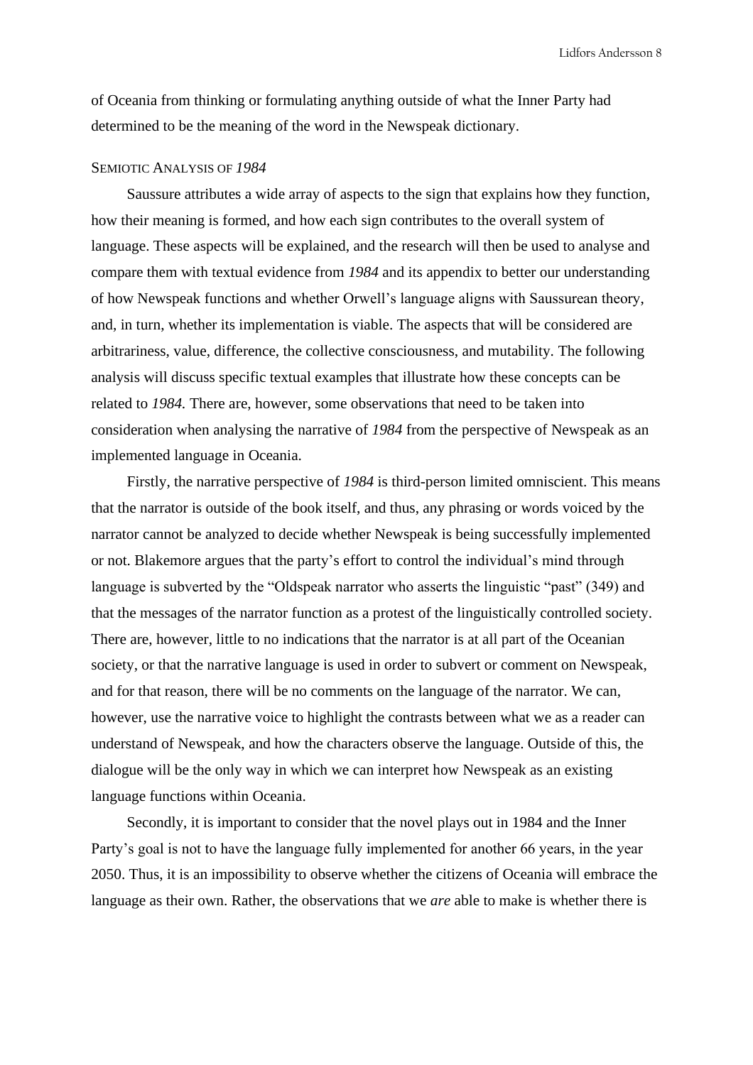of Oceania from thinking or formulating anything outside of what the Inner Party had determined to be the meaning of the word in the Newspeak dictionary.

## Semiotic Analysis of *1984*

Saussure attributes a wide array of aspects to the sign that explains how they function, how their meaning is formed, and how each sign contributes to the overall system of language. These aspects will be explained, and the research will then be used to analyse and compare them with textual evidence from *1984* and its appendix to better our understanding of how Newspeak functions and whether Orwell's language aligns with Saussurean theory, and, in turn, whether its implementation is viable. The aspects that will be considered are arbitrariness, value, difference, the collective consciousness, and mutability. The following analysis will discuss specific textual examples that illustrate how these concepts can be related to *1984.* There are, however, some observations that need to be taken into consideration when analysing the narrative of *1984* from the perspective of Newspeak as an implemented language in Oceania.

Firstly, the narrative perspective of *1984* is third-person limited omniscient. This means that the narrator is outside of the book itself, and thus, any phrasing or words voiced by the narrator cannot be analyzed to decide whether Newspeak is being successfully implemented or not. Blakemore argues that the party's effort to control the individual's mind through language is subverted by the "Oldspeak narrator who asserts the linguistic "past" (349) and that the messages of the narrator function as a protest of the linguistically controlled society. There are, however, little to no indications that the narrator is at all part of the Oceanian society, or that the narrative language is used in order to subvert or comment on Newspeak, and for that reason, there will be no comments on the language of the narrator. We can, however, use the narrative voice to highlight the contrasts between what we as a reader can understand of Newspeak, and how the characters observe the language. Outside of this, the dialogue will be the only way in which we can interpret how Newspeak as an existing language functions within Oceania.

Secondly, it is important to consider that the novel plays out in 1984 and the Inner Party's goal is not to have the language fully implemented for another 66 years, in the year 2050. Thus, it is an impossibility to observe whether the citizens of Oceania will embrace the language as their own. Rather, the observations that we *are* able to make is whether there is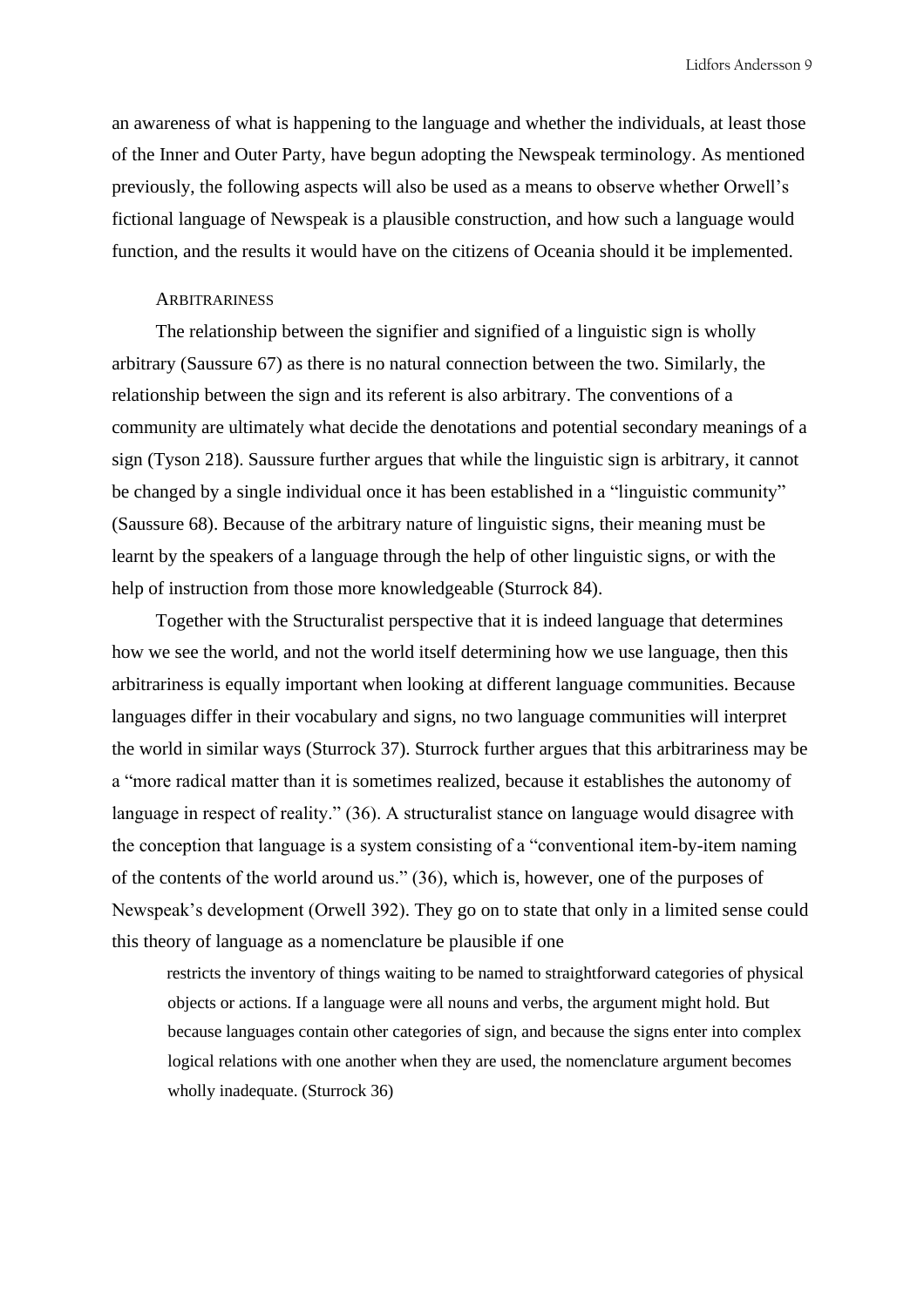an awareness of what is happening to the language and whether the individuals, at least those of the Inner and Outer Party, have begun adopting the Newspeak terminology. As mentioned previously, the following aspects will also be used as a means to observe whether Orwell's fictional language of Newspeak is a plausible construction, and how such a language would function, and the results it would have on the citizens of Oceania should it be implemented.

### Arbitrariness

The relationship between the signifier and signified of a linguistic sign is wholly arbitrary (Saussure 67) as there is no natural connection between the two. Similarly, the relationship between the sign and its referent is also arbitrary. The conventions of a community are ultimately what decide the denotations and potential secondary meanings of a sign (Tyson 218). Saussure further argues that while the linguistic sign is arbitrary, it cannot be changed by a single individual once it has been established in a "linguistic community" (Saussure 68). Because of the arbitrary nature of linguistic signs, their meaning must be learnt by the speakers of a language through the help of other linguistic signs, or with the help of instruction from those more knowledgeable (Sturrock 84).

Together with the Structuralist perspective that it is indeed language that determines how we see the world, and not the world itself determining how we use language, then this arbitrariness is equally important when looking at different language communities. Because languages differ in their vocabulary and signs, no two language communities will interpret the world in similar ways (Sturrock 37). Sturrock further argues that this arbitrariness may be a "more radical matter than it is sometimes realized, because it establishes the autonomy of language in respect of reality." (36). A structuralist stance on language would disagree with the conception that language is a system consisting of a "conventional item-by-item naming of the contents of the world around us." (36), which is, however, one of the purposes of Newspeak's development (Orwell 392). They go on to state that only in a limited sense could this theory of language as a nomenclature be plausible if one

> restricts the inventory of things waiting to be named to straightforward categories of physical objects or actions. If a language were all nouns and verbs, the argument might hold. But because languages contain other categories of sign, and because the signs enter into complex logical relations with one another when they are used, the nomenclature argument becomes wholly inadequate. (Sturrock 36)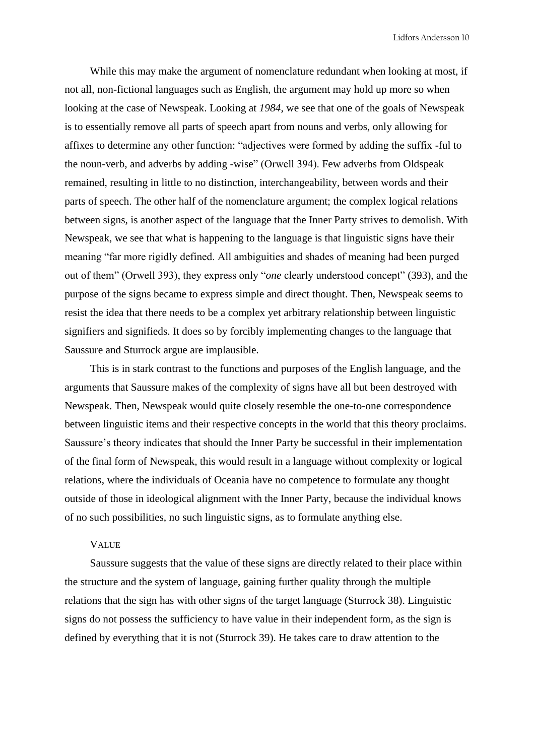While this may make the argument of nomenclature redundant when looking at most, if not all, non-fictional languages such as English, the argument may hold up more so when looking at the case of Newspeak. Looking at *1984*, we see that one of the goals of Newspeak is to essentially remove all parts of speech apart from nouns and verbs, only allowing for affixes to determine any other function: "adjectives were formed by adding the suffix -ful to the noun-verb, and adverbs by adding -wise" (Orwell 394). Few adverbs from Oldspeak remained, resulting in little to no distinction, interchangeability, between words and their parts of speech. The other half of the nomenclature argument; the complex logical relations between signs, is another aspect of the language that the Inner Party strives to demolish. With Newspeak, we see that what is happening to the language is that linguistic signs have their meaning "far more rigidly defined. All ambiguities and shades of meaning had been purged out of them" (Orwell 393), they express only "*one* clearly understood concept" (393), and the purpose of the signs became to express simple and direct thought. Then, Newspeak seems to resist the idea that there needs to be a complex yet arbitrary relationship between linguistic signifiers and signifieds. It does so by forcibly implementing changes to the language that Saussure and Sturrock argue are implausible.

This is in stark contrast to the functions and purposes of the English language, and the arguments that Saussure makes of the complexity of signs have all but been destroyed with Newspeak. Then, Newspeak would quite closely resemble the one-to-one correspondence between linguistic items and their respective concepts in the world that this theory proclaims. Saussure's theory indicates that should the Inner Party be successful in their implementation of the final form of Newspeak, this would result in a language without complexity or logical relations, where the individuals of Oceania have no competence to formulate any thought outside of those in ideological alignment with the Inner Party, because the individual knows of no such possibilities, no such linguistic signs, as to formulate anything else.

### Value

Saussure suggests that the value of these signs are directly related to their place within the structure and the system of language, gaining further quality through the multiple relations that the sign has with other signs of the target language (Sturrock 38). Linguistic signs do not possess the sufficiency to have value in their independent form, as the sign is defined by everything that it is not (Sturrock 39). He takes care to draw attention to the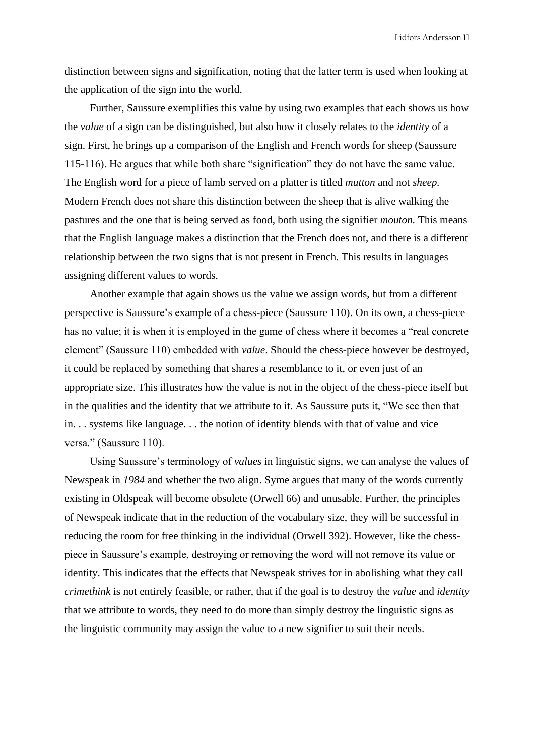distinction between signs and signification, noting that the latter term is used when looking at the application of the sign into the world.

Further, Saussure exemplifies this value by using two examples that each shows us how the *value* of a sign can be distinguished, but also how it closely relates to the *identity* of a sign. First, he brings up a comparison of the English and French words for sheep (Saussure 115-116). He argues that while both share "signification" they do not have the same value. The English word for a piece of lamb served on a platter is titled *mutton* and not *sheep.* Modern French does not share this distinction between the sheep that is alive walking the pastures and the one that is being served as food, both using the signifier *mouton.* This means that the English language makes a distinction that the French does not, and there is a different relationship between the two signs that is not present in French. This results in languages assigning different values to words.

Another example that again shows us the value we assign words, but from a different perspective is Saussure's example of a chess-piece (Saussure 110). On its own, a chess-piece has no value; it is when it is employed in the game of chess where it becomes a "real concrete element" (Saussure 110) embedded with *value*. Should the chess-piece however be destroyed, it could be replaced by something that shares a resemblance to it, or even just of an appropriate size. This illustrates how the value is not in the object of the chess-piece itself but in the qualities and the identity that we attribute to it. As Saussure puts it, "We see then that in. . . systems like language. . . the notion of identity blends with that of value and vice versa." (Saussure 110).

Using Saussure's terminology of *values* in linguistic signs, we can analyse the values of Newspeak in *1984* and whether the two align. Syme argues that many of the words currently existing in Oldspeak will become obsolete (Orwell 66) and unusable. Further, the principles of Newspeak indicate that in the reduction of the vocabulary size, they will be successful in reducing the room for free thinking in the individual (Orwell 392). However, like the chess-piece in Saussure's example, destroying or removing the word will not remove its value or identity. This indicates that the effects that Newspeak strives for in abolishing what they call *crimethink* is not entirely feasible, or rather, that if the goal is to destroy the *value* and *identity* that we attribute to words, they need to do more than simply destroy the linguistic signs as the linguistic community may assign the value to a new signifier to suit their needs.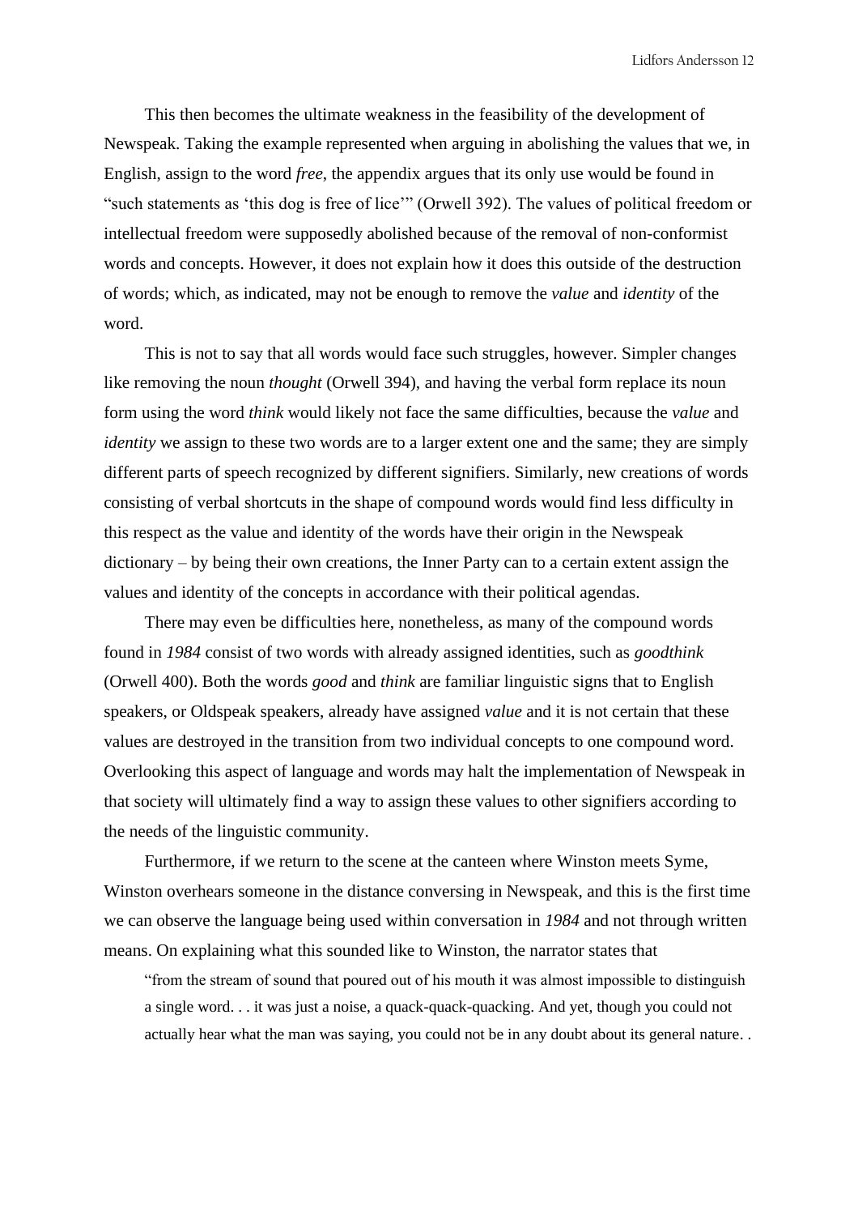This then becomes the ultimate weakness in the feasibility of the development of Newspeak. Taking the example represented when arguing in abolishing the values that we, in English, assign to the word *free*, the appendix argues that its only use would be found in "such statements as 'this dog is free of lice'" (Orwell 392). The values of political freedom or intellectual freedom were supposedly abolished because of the removal of non-conformist words and concepts. However, it does not explain how it does this outside of the destruction of words; which, as indicated, may not be enough to remove the *value* and *identity* of the word.

This is not to say that all words would face such struggles, however. Simpler changes like removing the noun *thought* (Orwell 394), and having the verbal form replace its noun form using the word *think* would likely not face the same difficulties, because the *value* and *identity* we assign to these two words are to a larger extent one and the same; they are simply different parts of speech recognized by different signifiers. Similarly, new creations of words consisting of verbal shortcuts in the shape of compound words would find less difficulty in this respect as the value and identity of the words have their origin in the Newspeak dictionary – by being their own creations, the Inner Party can to a certain extent assign the values and identity of the concepts in accordance with their political agendas.

There may even be difficulties here, nonetheless, as many of the compound words found in *1984* consist of two words with already assigned identities, such as *goodthink* (Orwell 400). Both the words *good* and *think* are familiar linguistic signs that to English speakers, or Oldspeak speakers, already have assigned *value* and it is not certain that these values are destroyed in the transition from two individual concepts to one compound word. Overlooking this aspect of language and words may halt the implementation of Newspeak in that society will ultimately find a way to assign these values to other signifiers according to the needs of the linguistic community.

Furthermore, if we return to the scene at the canteen where Winston meets Syme, Winston overhears someone in the distance conversing in Newspeak, and this is the first time we can observe the language being used within conversation in *1984* and not through written means. On explaining what this sounded like to Winston, the narrator states that

> "from the stream of sound that poured out of his mouth it was almost impossible to distinguish a single word. . . it was just a noise, a quack-quack-quacking. And yet, though you could not actually hear what the man was saying, you could not be in any doubt about its general nature. .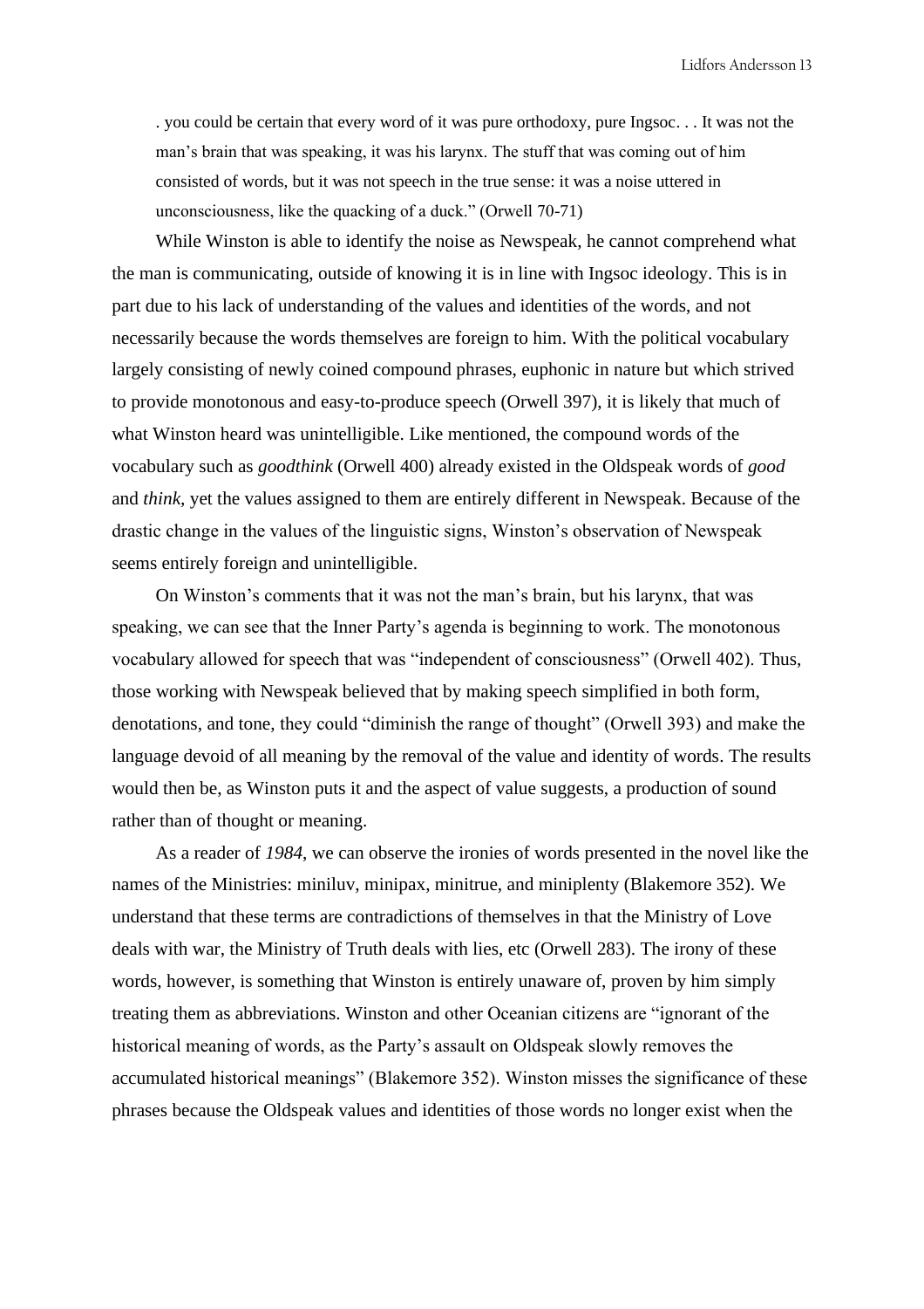> . you could be certain that every word of it was pure orthodoxy, pure Ingsoc. . . It was not the man's brain that was speaking, it was his larynx. The stuff that was coming out of him consisted of words, but it was not speech in the true sense: it was a noise uttered in unconsciousness, like the quacking of a duck." (Orwell 70-71)

While Winston is able to identify the noise as Newspeak, he cannot comprehend what the man is communicating, outside of knowing it is in line with Ingsoc ideology. This is in part due to his lack of understanding of the values and identities of the words, and not necessarily because the words themselves are foreign to him. With the political vocabulary largely consisting of newly coined compound phrases, euphonic in nature but which strived to provide monotonous and easy-to-produce speech (Orwell 397), it is likely that much of what Winston heard was unintelligible. Like mentioned, the compound words of the vocabulary such as *goodthink* (Orwell 400) already existed in the Oldspeak words of *good* and *think*, yet the values assigned to them are entirely different in Newspeak. Because of the drastic change in the values of the linguistic signs, Winston's observation of Newspeak seems entirely foreign and unintelligible.

On Winston's comments that it was not the man's brain, but his larynx, that was speaking, we can see that the Inner Party's agenda is beginning to work. The monotonous vocabulary allowed for speech that was "independent of consciousness" (Orwell 402). Thus, those working with Newspeak believed that by making speech simplified in both form, denotations, and tone, they could "diminish the range of thought" (Orwell 393) and make the language devoid of all meaning by the removal of the value and identity of words. The results would then be, as Winston puts it and the aspect of value suggests, a production of sound rather than of thought or meaning.

As a reader of *1984*, we can observe the ironies of words presented in the novel like the names of the Ministries: miniluv, minipax, minitrue, and miniplenty (Blakemore 352). We understand that these terms are contradictions of themselves in that the Ministry of Love deals with war, the Ministry of Truth deals with lies, etc (Orwell 283). The irony of these words, however, is something that Winston is entirely unaware of, proven by him simply treating them as abbreviations. Winston and other Oceanian citizens are "ignorant of the historical meaning of words, as the Party's assault on Oldspeak slowly removes the accumulated historical meanings" (Blakemore 352). Winston misses the significance of these phrases because the Oldspeak values and identities of those words no longer exist when the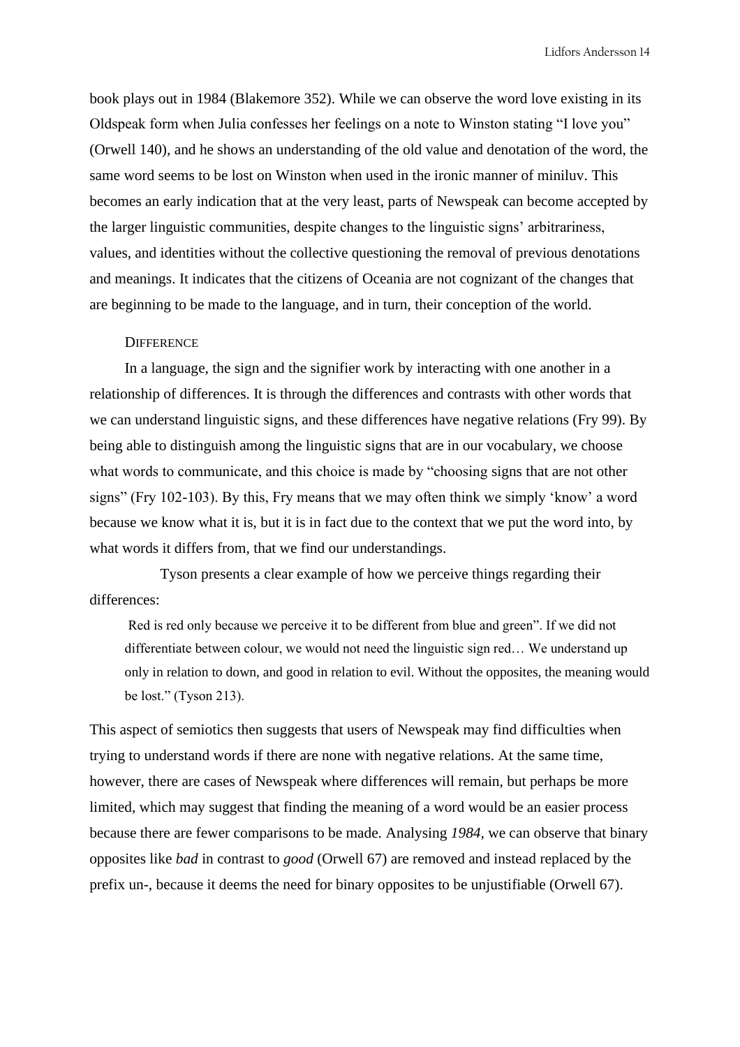book plays out in 1984 (Blakemore 352). While we can observe the word love existing in its Oldspeak form when Julia confesses her feelings on a note to Winston stating "I love you" (Orwell 140), and he shows an understanding of the old value and denotation of the word, the same word seems to be lost on Winston when used in the ironic manner of miniluv. This becomes an early indication that at the very least, parts of Newspeak can become accepted by the larger linguistic communities, despite changes to the linguistic signs' arbitrariness, values, and identities without the collective questioning the removal of previous denotations and meanings. It indicates that the citizens of Oceania are not cognizant of the changes that are beginning to be made to the language, and in turn, their conception of the world.

### Difference

In a language, the sign and the signifier work by interacting with one another in a relationship of differences. It is through the differences and contrasts with other words that we can understand linguistic signs, and these differences have negative relations (Fry 99). By being able to distinguish among the linguistic signs that are in our vocabulary, we choose what words to communicate, and this choice is made by "choosing signs that are not other signs" (Fry 102-103). By this, Fry means that we may often think we simply 'know' a word because we know what it is, but it is in fact due to the context that we put the word into, by what words it differs from, that we find our understandings.

Tyson presents a clear example of how we perceive things regarding their differences:

> Red is red only because we perceive it to be different from blue and green". If we did not differentiate between colour, we would not need the linguistic sign red… We understand up only in relation to down, and good in relation to evil. Without the opposites, the meaning would be lost." (Tyson 213).

This aspect of semiotics then suggests that users of Newspeak may find difficulties when trying to understand words if there are none with negative relations. At the same time, however, there are cases of Newspeak where differences will remain, but perhaps be more limited, which may suggest that finding the meaning of a word would be an easier process because there are fewer comparisons to be made. Analysing *1984*, we can observe that binary opposites like *bad* in contrast to *good* (Orwell 67) are removed and instead replaced by the prefix un-, because it deems the need for binary opposites to be unjustifiable (Orwell 67).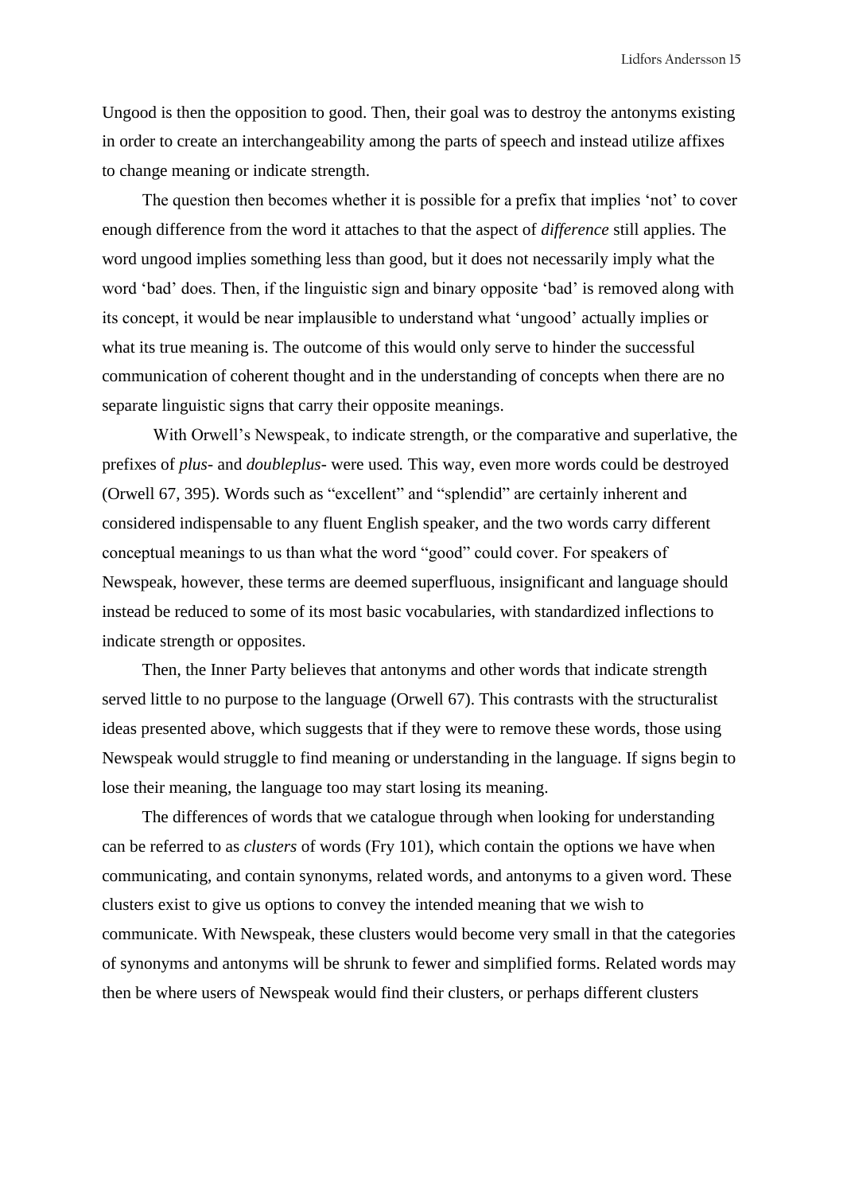Ungood is then the opposition to good. Then, their goal was to destroy the antonyms existing in order to create an interchangeability among the parts of speech and instead utilize affixes to change meaning or indicate strength.

The question then becomes whether it is possible for a prefix that implies 'not' to cover enough difference from the word it attaches to that the aspect of *difference* still applies. The word ungood implies something less than good, but it does not necessarily imply what the word 'bad' does. Then, if the linguistic sign and binary opposite 'bad' is removed along with its concept, it would be near implausible to understand what 'ungood' actually implies or what its true meaning is. The outcome of this would only serve to hinder the successful communication of coherent thought and in the understanding of concepts when there are no separate linguistic signs that carry their opposite meanings.

With Orwell's Newspeak, to indicate strength, or the comparative and superlative, the prefixes of *plus-* and *doubleplus-* were used*.* This way, even more words could be destroyed (Orwell 67, 395). Words such as "excellent" and "splendid" are certainly inherent and considered indispensable to any fluent English speaker, and the two words carry different conceptual meanings to us than what the word "good" could cover. For speakers of Newspeak, however, these terms are deemed superfluous, insignificant and language should instead be reduced to some of its most basic vocabularies, with standardized inflections to indicate strength or opposites.

Then, the Inner Party believes that antonyms and other words that indicate strength served little to no purpose to the language (Orwell 67). This contrasts with the structuralist ideas presented above, which suggests that if they were to remove these words, those using Newspeak would struggle to find meaning or understanding in the language. If signs begin to lose their meaning, the language too may start losing its meaning.

The differences of words that we catalogue through when looking for understanding can be referred to as *clusters* of words (Fry 101), which contain the options we have when communicating, and contain synonyms, related words, and antonyms to a given word. These clusters exist to give us options to convey the intended meaning that we wish to communicate. With Newspeak, these clusters would become very small in that the categories of synonyms and antonyms will be shrunk to fewer and simplified forms. Related words may then be where users of Newspeak would find their clusters, or perhaps different clusters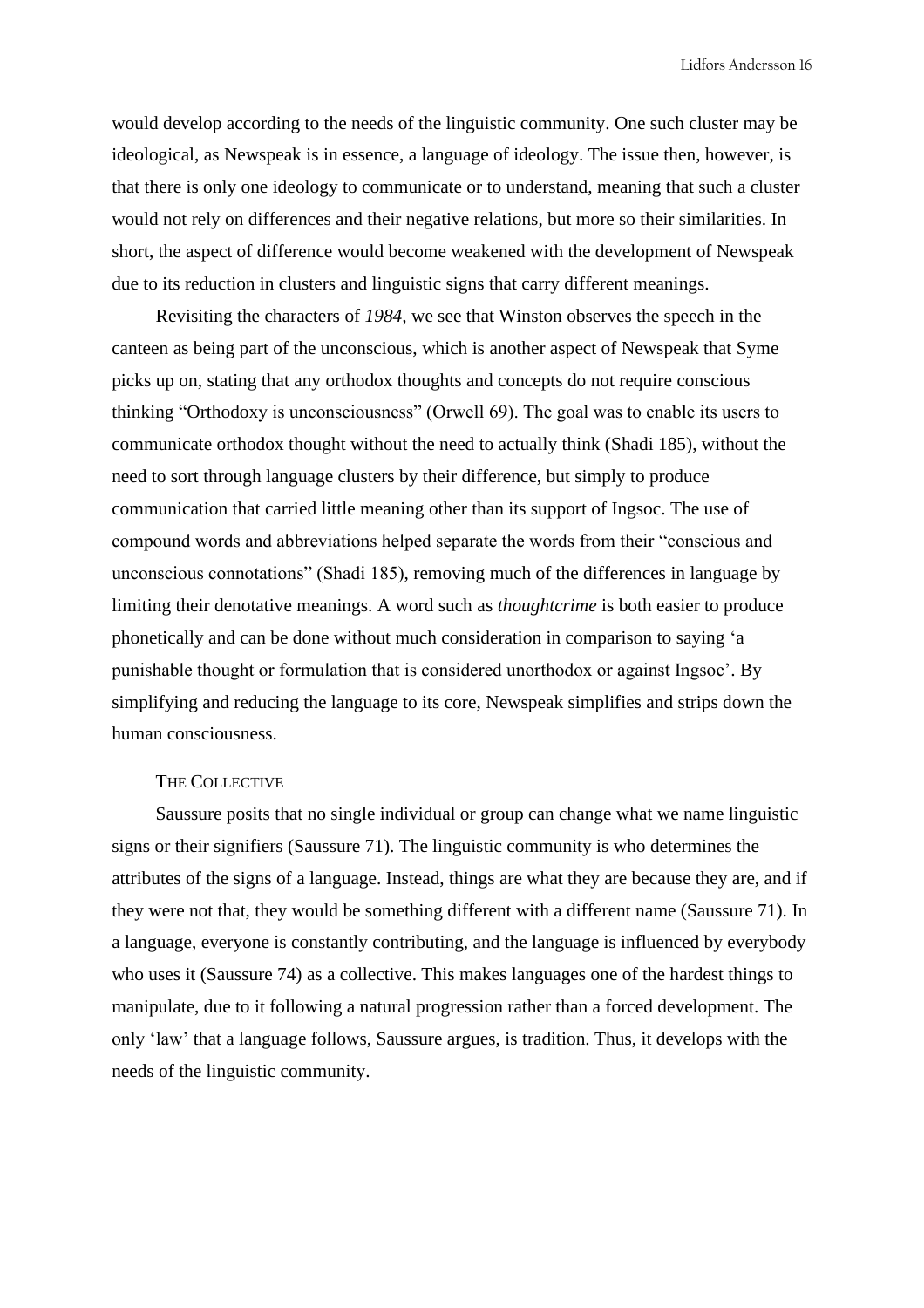would develop according to the needs of the linguistic community. One such cluster may be ideological, as Newspeak is in essence, a language of ideology. The issue then, however, is that there is only one ideology to communicate or to understand, meaning that such a cluster would not rely on differences and their negative relations, but more so their similarities. In short, the aspect of difference would become weakened with the development of Newspeak due to its reduction in clusters and linguistic signs that carry different meanings.

Revisiting the characters of *1984,* we see that Winston observes the speech in the canteen as being part of the unconscious, which is another aspect of Newspeak that Syme picks up on, stating that any orthodox thoughts and concepts do not require conscious thinking "Orthodoxy is unconsciousness" (Orwell 69). The goal was to enable its users to communicate orthodox thought without the need to actually think (Shadi 185), without the need to sort through language clusters by their difference, but simply to produce communication that carried little meaning other than its support of Ingsoc. The use of compound words and abbreviations helped separate the words from their "conscious and unconscious connotations" (Shadi 185), removing much of the differences in language by limiting their denotative meanings. A word such as *thoughtcrime* is both easier to produce phonetically and can be done without much consideration in comparison to saying 'a punishable thought or formulation that is considered unorthodox or against Ingsoc'. By simplifying and reducing the language to its core, Newspeak simplifies and strips down the human consciousness.

### The Collective

Saussure posits that no single individual or group can change what we name linguistic signs or their signifiers (Saussure 71). The linguistic community is who determines the attributes of the signs of a language. Instead, things are what they are because they are, and if they were not that, they would be something different with a different name (Saussure 71). In a language, everyone is constantly contributing, and the language is influenced by everybody who uses it (Saussure 74) as a collective. This makes languages one of the hardest things to manipulate, due to it following a natural progression rather than a forced development. The only 'law' that a language follows, Saussure argues, is tradition. Thus, it develops with the needs of the linguistic community.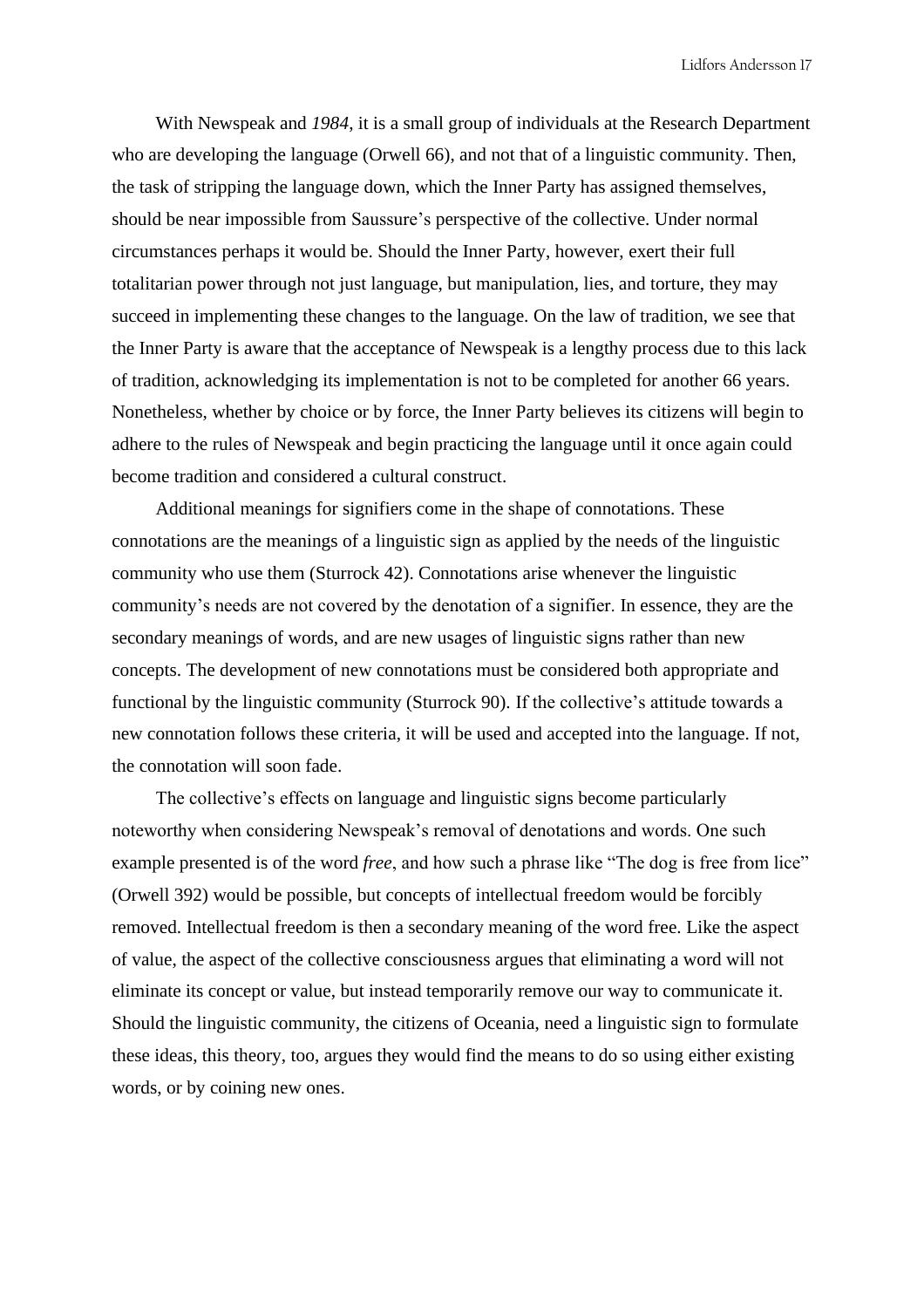With Newspeak and *1984*, it is a small group of individuals at the Research Department who are developing the language (Orwell 66), and not that of a linguistic community. Then, the task of stripping the language down, which the Inner Party has assigned themselves, should be near impossible from Saussure's perspective of the collective. Under normal circumstances perhaps it would be. Should the Inner Party, however, exert their full totalitarian power through not just language, but manipulation, lies, and torture, they may succeed in implementing these changes to the language. On the law of tradition, we see that the Inner Party is aware that the acceptance of Newspeak is a lengthy process due to this lack of tradition, acknowledging its implementation is not to be completed for another 66 years. Nonetheless, whether by choice or by force, the Inner Party believes its citizens will begin to adhere to the rules of Newspeak and begin practicing the language until it once again could become tradition and considered a cultural construct.

Additional meanings for signifiers come in the shape of connotations. These connotations are the meanings of a linguistic sign as applied by the needs of the linguistic community who use them (Sturrock 42). Connotations arise whenever the linguistic community's needs are not covered by the denotation of a signifier. In essence, they are the secondary meanings of words, and are new usages of linguistic signs rather than new concepts. The development of new connotations must be considered both appropriate and functional by the linguistic community (Sturrock 90). If the collective's attitude towards a new connotation follows these criteria, it will be used and accepted into the language. If not, the connotation will soon fade.

The collective's effects on language and linguistic signs become particularly noteworthy when considering Newspeak's removal of denotations and words. One such example presented is of the word *free*, and how such a phrase like "The dog is free from lice" (Orwell 392) would be possible, but concepts of intellectual freedom would be forcibly removed. Intellectual freedom is then a secondary meaning of the word free. Like the aspect of value, the aspect of the collective consciousness argues that eliminating a word will not eliminate its concept or value, but instead temporarily remove our way to communicate it. Should the linguistic community, the citizens of Oceania, need a linguistic sign to formulate these ideas, this theory, too, argues they would find the means to do so using either existing words, or by coining new ones.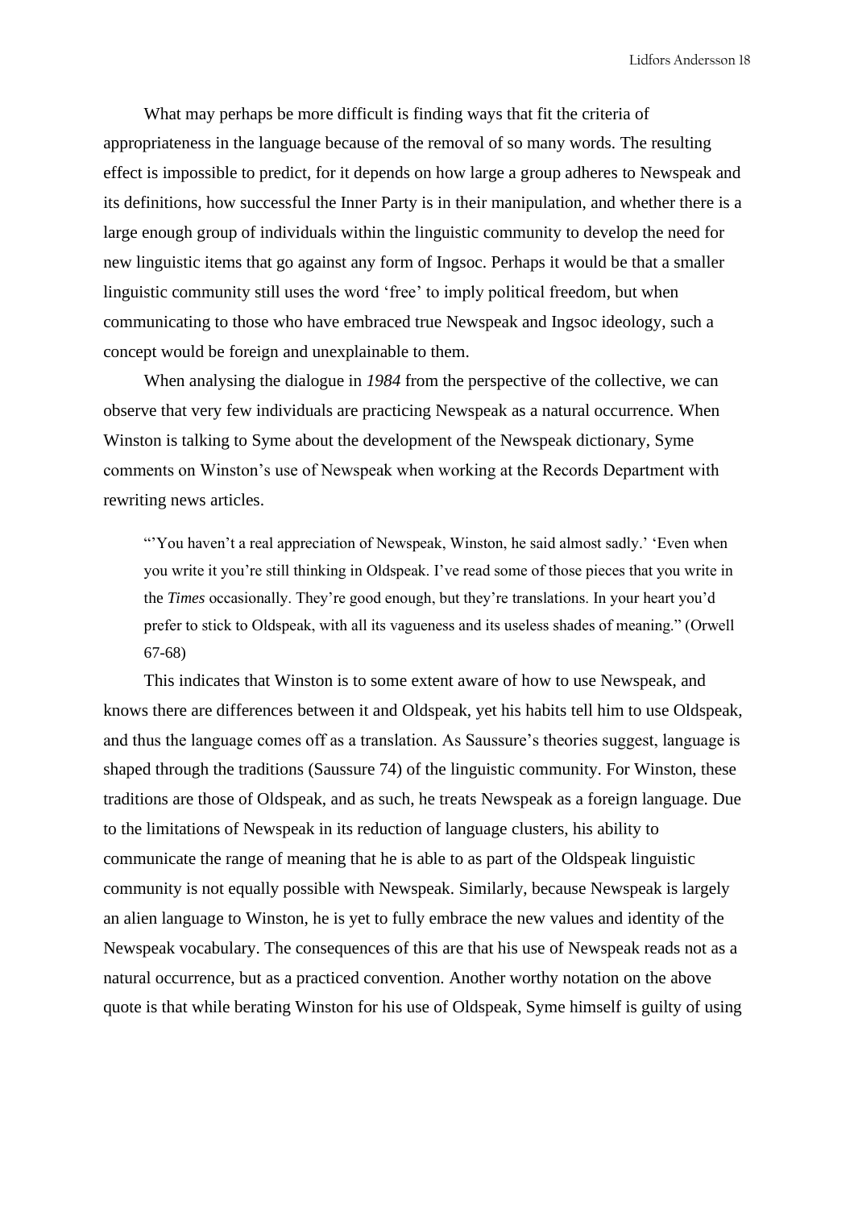What may perhaps be more difficult is finding ways that fit the criteria of appropriateness in the language because of the removal of so many words. The resulting effect is impossible to predict, for it depends on how large a group adheres to Newspeak and its definitions, how successful the Inner Party is in their manipulation, and whether there is a large enough group of individuals within the linguistic community to develop the need for new linguistic items that go against any form of Ingsoc. Perhaps it would be that a smaller linguistic community still uses the word 'free' to imply political freedom, but when communicating to those who have embraced true Newspeak and Ingsoc ideology, such a concept would be foreign and unexplainable to them.

When analysing the dialogue in *1984* from the perspective of the collective, we can observe that very few individuals are practicing Newspeak as a natural occurrence. When Winston is talking to Syme about the development of the Newspeak dictionary, Syme comments on Winston's use of Newspeak when working at the Records Department with rewriting news articles.

> "'You haven't a real appreciation of Newspeak, Winston, he said almost sadly.' 'Even when you write it you're still thinking in Oldspeak. I've read some of those pieces that you write in the *Times* occasionally. They're good enough, but they're translations. In your heart you'd prefer to stick to Oldspeak, with all its vagueness and its useless shades of meaning." (Orwell 67-68)

This indicates that Winston is to some extent aware of how to use Newspeak, and knows there are differences between it and Oldspeak, yet his habits tell him to use Oldspeak, and thus the language comes off as a translation. As Saussure's theories suggest, language is shaped through the traditions (Saussure 74) of the linguistic community. For Winston, these traditions are those of Oldspeak, and as such, he treats Newspeak as a foreign language. Due to the limitations of Newspeak in its reduction of language clusters, his ability to communicate the range of meaning that he is able to as part of the Oldspeak linguistic community is not equally possible with Newspeak. Similarly, because Newspeak is largely an alien language to Winston, he is yet to fully embrace the new values and identity of the Newspeak vocabulary. The consequences of this are that his use of Newspeak reads not as a natural occurrence, but as a practiced convention. Another worthy notation on the above quote is that while berating Winston for his use of Oldspeak, Syme himself is guilty of using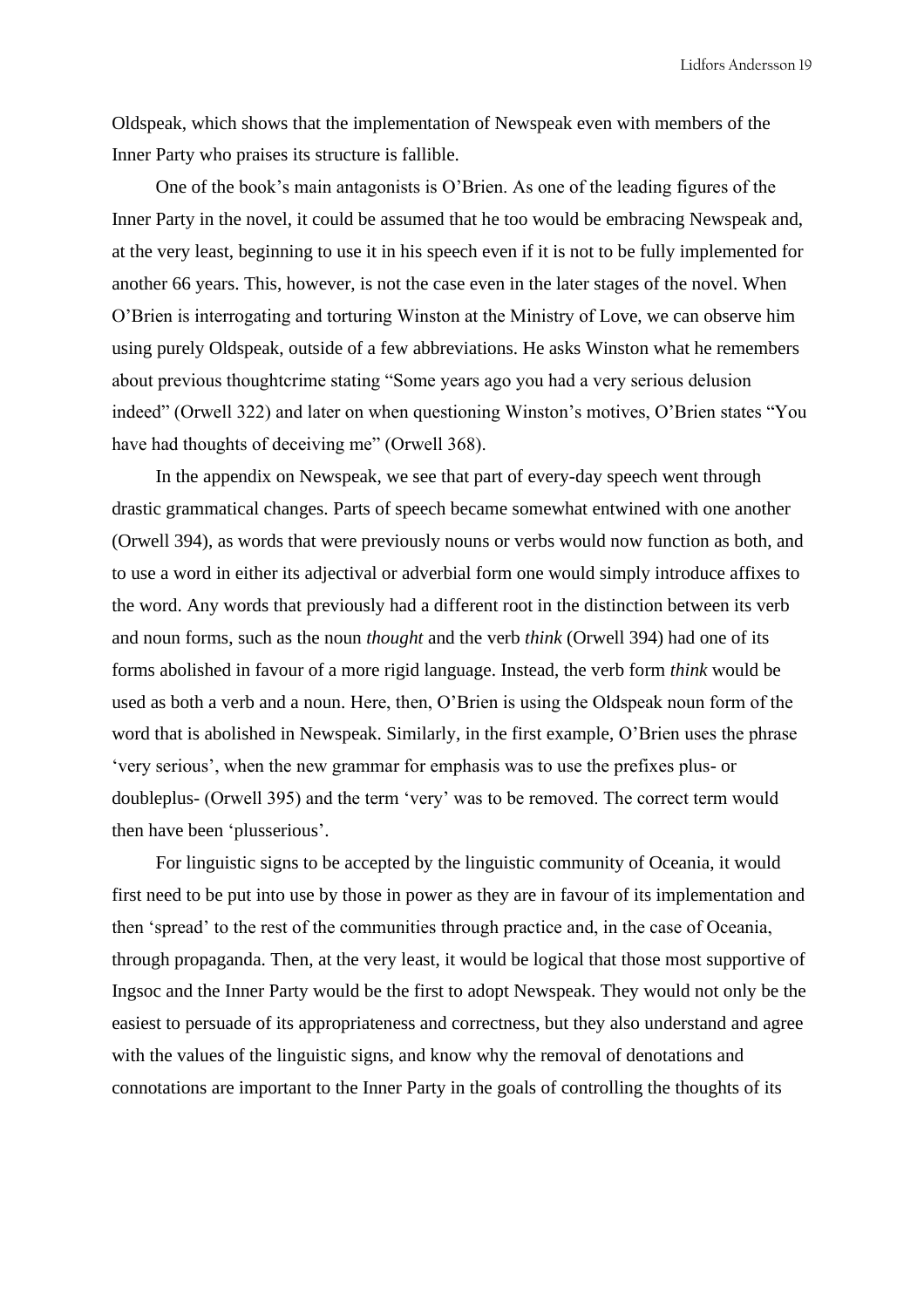Oldspeak, which shows that the implementation of Newspeak even with members of the Inner Party who praises its structure is fallible.

One of the book's main antagonists is O'Brien. As one of the leading figures of the Inner Party in the novel, it could be assumed that he too would be embracing Newspeak and, at the very least, beginning to use it in his speech even if it is not to be fully implemented for another 66 years. This, however, is not the case even in the later stages of the novel. When O'Brien is interrogating and torturing Winston at the Ministry of Love, we can observe him using purely Oldspeak, outside of a few abbreviations. He asks Winston what he remembers about previous thoughtcrime stating "Some years ago you had a very serious delusion indeed" (Orwell 322) and later on when questioning Winston's motives, O'Brien states "You have had thoughts of deceiving me" (Orwell 368).

In the appendix on Newspeak, we see that part of every-day speech went through drastic grammatical changes. Parts of speech became somewhat entwined with one another (Orwell 394), as words that were previously nouns or verbs would now function as both, and to use a word in either its adjectival or adverbial form one would simply introduce affixes to the word. Any words that previously had a different root in the distinction between its verb and noun forms, such as the noun *thought* and the verb *think* (Orwell 394) had one of its forms abolished in favour of a more rigid language. Instead, the verb form *think* would be used as both a verb and a noun. Here, then, O'Brien is using the Oldspeak noun form of the word that is abolished in Newspeak. Similarly, in the first example, O'Brien uses the phrase 'very serious', when the new grammar for emphasis was to use the prefixes plus- or doubleplus- (Orwell 395) and the term 'very' was to be removed. The correct term would then have been 'plusserious'.

For linguistic signs to be accepted by the linguistic community of Oceania, it would first need to be put into use by those in power as they are in favour of its implementation and then 'spread' to the rest of the communities through practice and, in the case of Oceania, through propaganda. Then, at the very least, it would be logical that those most supportive of Ingsoc and the Inner Party would be the first to adopt Newspeak. They would not only be the easiest to persuade of its appropriateness and correctness, but they also understand and agree with the values of the linguistic signs, and know why the removal of denotations and connotations are important to the Inner Party in the goals of controlling the thoughts of its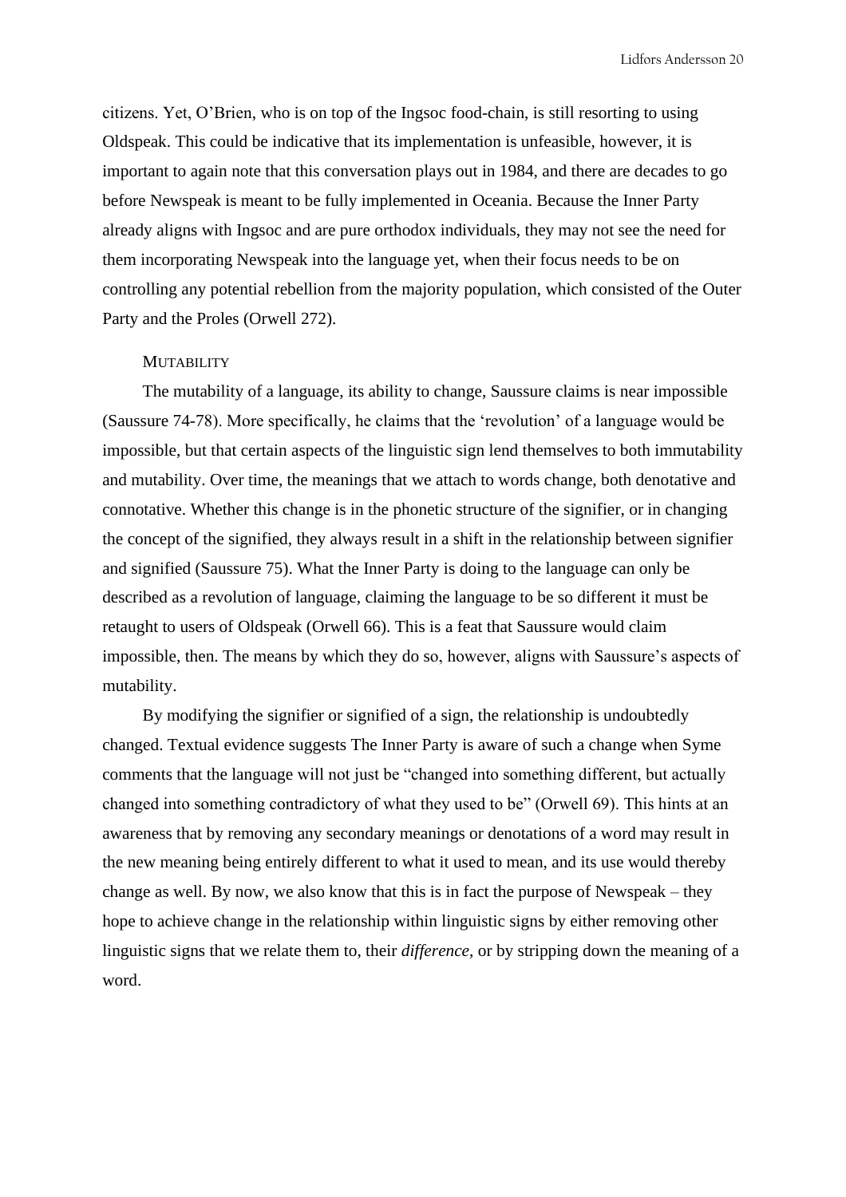citizens. Yet, O'Brien, who is on top of the Ingsoc food-chain, is still resorting to using Oldspeak. This could be indicative that its implementation is unfeasible, however, it is important to again note that this conversation plays out in 1984, and there are decades to go before Newspeak is meant to be fully implemented in Oceania. Because the Inner Party already aligns with Ingsoc and are pure orthodox individuals, they may not see the need for them incorporating Newspeak into the language yet, when their focus needs to be on controlling any potential rebellion from the majority population, which consisted of the Outer Party and the Proles (Orwell 272).

### Mutability

The mutability of a language, its ability to change, Saussure claims is near impossible (Saussure 74-78). More specifically, he claims that the 'revolution' of a language would be impossible, but that certain aspects of the linguistic sign lend themselves to both immutability and mutability. Over time, the meanings that we attach to words change, both denotative and connotative. Whether this change is in the phonetic structure of the signifier, or in changing the concept of the signified, they always result in a shift in the relationship between signifier and signified (Saussure 75). What the Inner Party is doing to the language can only be described as a revolution of language, claiming the language to be so different it must be retaught to users of Oldspeak (Orwell 66). This is a feat that Saussure would claim impossible, then. The means by which they do so, however, aligns with Saussure's aspects of mutability.

By modifying the signifier or signified of a sign, the relationship is undoubtedly changed. Textual evidence suggests The Inner Party is aware of such a change when Syme comments that the language will not just be "changed into something different, but actually changed into something contradictory of what they used to be" (Orwell 69). This hints at an awareness that by removing any secondary meanings or denotations of a word may result in the new meaning being entirely different to what it used to mean, and its use would thereby change as well. By now, we also know that this is in fact the purpose of Newspeak – they hope to achieve change in the relationship within linguistic signs by either removing other linguistic signs that we relate them to, their *difference*, or by stripping down the meaning of a word.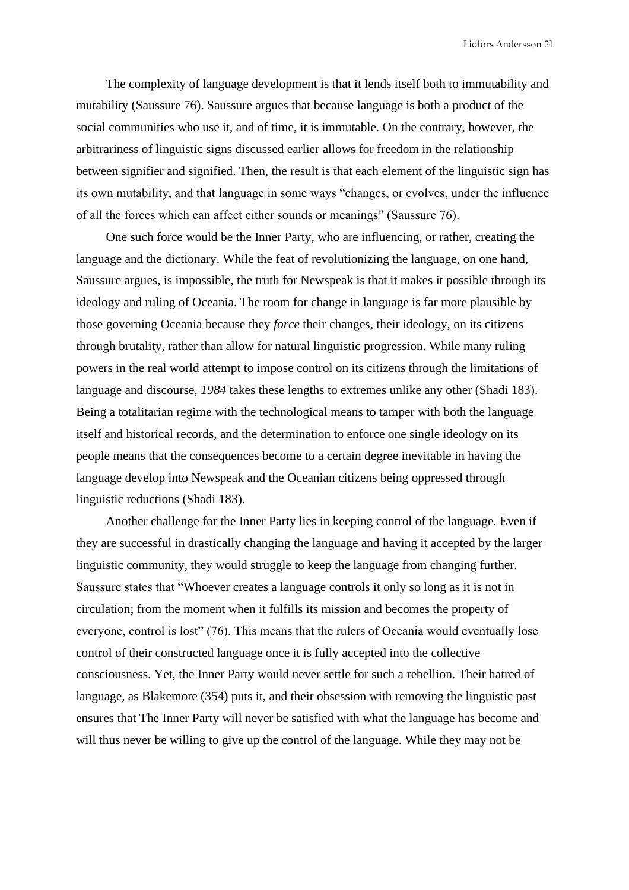The complexity of language development is that it lends itself both to immutability and mutability (Saussure 76). Saussure argues that because language is both a product of the social communities who use it, and of time, it is immutable. On the contrary, however, the arbitrariness of linguistic signs discussed earlier allows for freedom in the relationship between signifier and signified. Then, the result is that each element of the linguistic sign has its own mutability, and that language in some ways "changes, or evolves, under the influence of all the forces which can affect either sounds or meanings" (Saussure 76).

One such force would be the Inner Party, who are influencing, or rather, creating the language and the dictionary. While the feat of revolutionizing the language, on one hand, Saussure argues, is impossible, the truth for Newspeak is that it makes it possible through its ideology and ruling of Oceania. The room for change in language is far more plausible by those governing Oceania because they *force* their changes, their ideology, on its citizens through brutality, rather than allow for natural linguistic progression. While many ruling powers in the real world attempt to impose control on its citizens through the limitations of language and discourse, *1984* takes these lengths to extremes unlike any other (Shadi 183). Being a totalitarian regime with the technological means to tamper with both the language itself and historical records, and the determination to enforce one single ideology on its people means that the consequences become to a certain degree inevitable in having the language develop into Newspeak and the Oceanian citizens being oppressed through linguistic reductions (Shadi 183).

Another challenge for the Inner Party lies in keeping control of the language. Even if they are successful in drastically changing the language and having it accepted by the larger linguistic community, they would struggle to keep the language from changing further. Saussure states that "Whoever creates a language controls it only so long as it is not in circulation; from the moment when it fulfills its mission and becomes the property of everyone, control is lost" (76). This means that the rulers of Oceania would eventually lose control of their constructed language once it is fully accepted into the collective consciousness. Yet, the Inner Party would never settle for such a rebellion. Their hatred of language, as Blakemore (354) puts it, and their obsession with removing the linguistic past ensures that The Inner Party will never be satisfied with what the language has become and will thus never be willing to give up the control of the language. While they may not be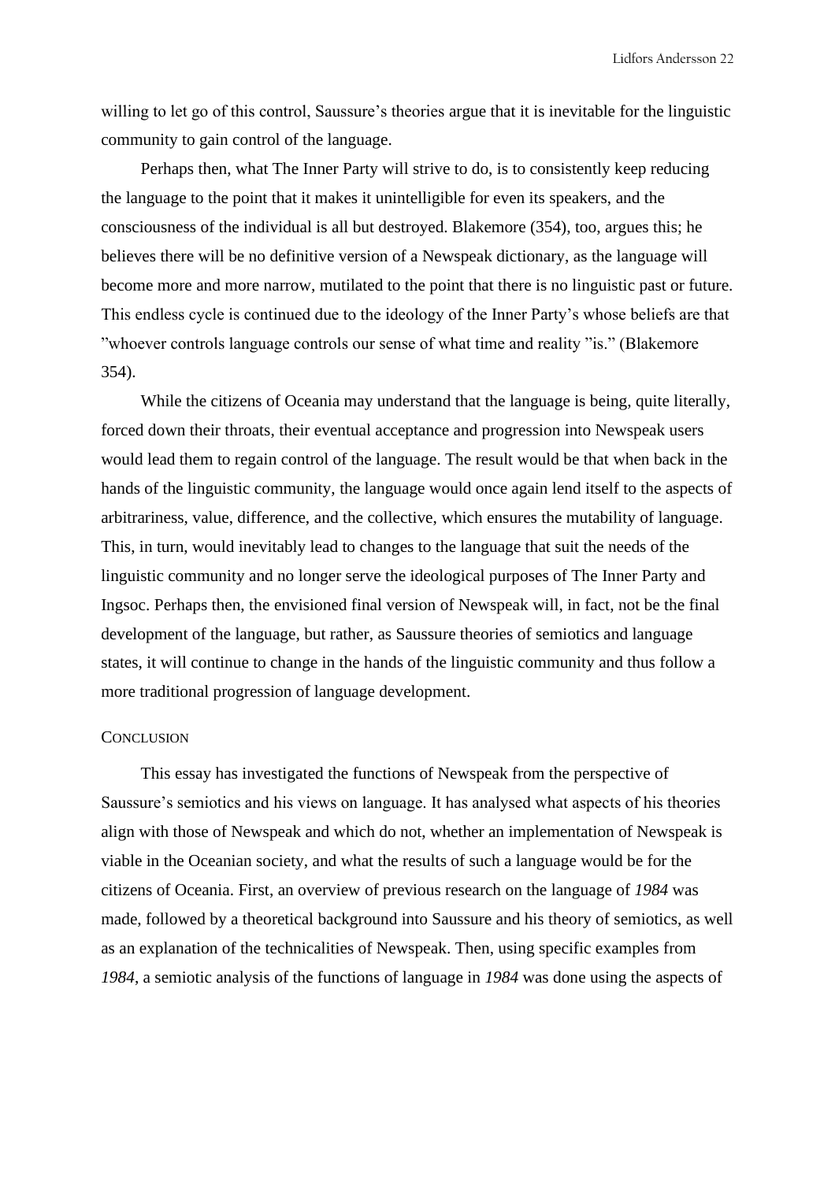willing to let go of this control, Saussure's theories argue that it is inevitable for the linguistic community to gain control of the language.

Perhaps then, what The Inner Party will strive to do, is to consistently keep reducing the language to the point that it makes it unintelligible for even its speakers, and the consciousness of the individual is all but destroyed. Blakemore (354), too, argues this; he believes there will be no definitive version of a Newspeak dictionary, as the language will become more and more narrow, mutilated to the point that there is no linguistic past or future. This endless cycle is continued due to the ideology of the Inner Party's whose beliefs are that ”whoever controls language controls our sense of what time and reality ”is.” (Blakemore 354).

While the citizens of Oceania may understand that the language is being, quite literally, forced down their throats, their eventual acceptance and progression into Newspeak users would lead them to regain control of the language. The result would be that when back in the hands of the linguistic community, the language would once again lend itself to the aspects of arbitrariness, value, difference, and the collective, which ensures the mutability of language. This, in turn, would inevitably lead to changes to the language that suit the needs of the linguistic community and no longer serve the ideological purposes of The Inner Party and Ingsoc. Perhaps then, the envisioned final version of Newspeak will, in fact, not be the final development of the language, but rather, as Saussure theories of semiotics and language states, it will continue to change in the hands of the linguistic community and thus follow a more traditional progression of language development.

## Conclusion

This essay has investigated the functions of Newspeak from the perspective of Saussure's semiotics and his views on language. It has analysed what aspects of his theories align with those of Newspeak and which do not, whether an implementation of Newspeak is viable in the Oceanian society, and what the results of such a language would be for the citizens of Oceania. First, an overview of previous research on the language of *1984* was made, followed by a theoretical background into Saussure and his theory of semiotics, as well as an explanation of the technicalities of Newspeak. Then, using specific examples from *1984*, a semiotic analysis of the functions of language in *1984* was done using the aspects of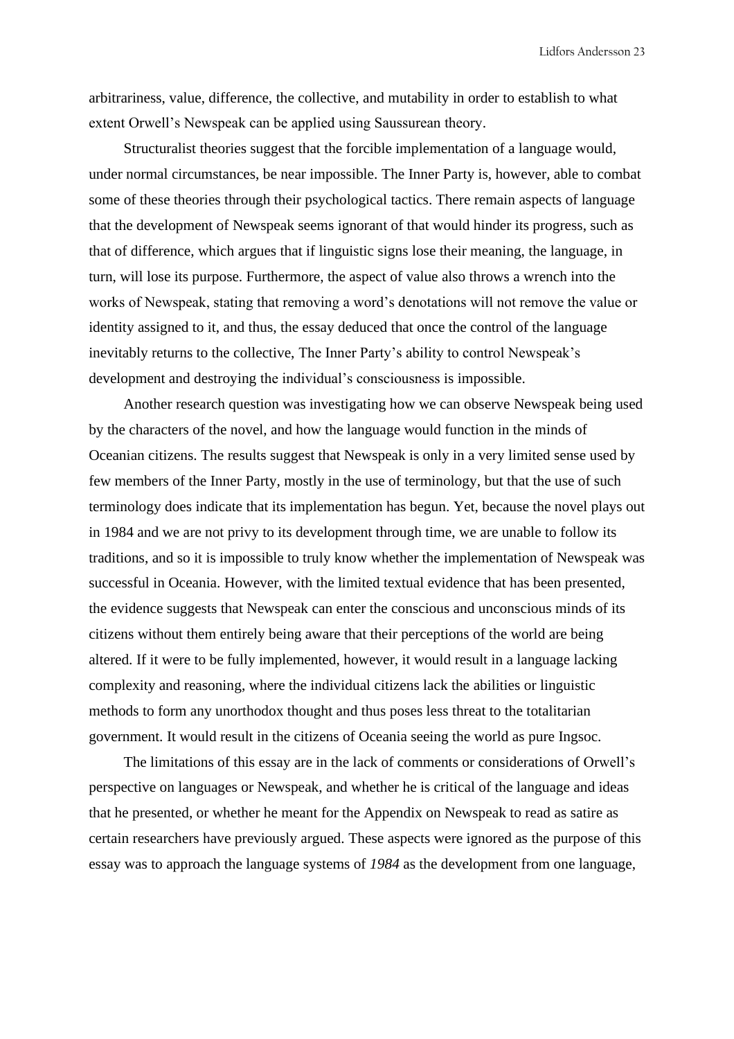arbitrariness, value, difference, the collective, and mutability in order to establish to what extent Orwell's Newspeak can be applied using Saussurean theory.

Structuralist theories suggest that the forcible implementation of a language would, under normal circumstances, be near impossible. The Inner Party is, however, able to combat some of these theories through their psychological tactics. There remain aspects of language that the development of Newspeak seems ignorant of that would hinder its progress, such as that of difference, which argues that if linguistic signs lose their meaning, the language, in turn, will lose its purpose. Furthermore, the aspect of value also throws a wrench into the works of Newspeak, stating that removing a word's denotations will not remove the value or identity assigned to it, and thus, the essay deduced that once the control of the language inevitably returns to the collective, The Inner Party's ability to control Newspeak's development and destroying the individual's consciousness is impossible.

Another research question was investigating how we can observe Newspeak being used by the characters of the novel, and how the language would function in the minds of Oceanian citizens. The results suggest that Newspeak is only in a very limited sense used by few members of the Inner Party, mostly in the use of terminology, but that the use of such terminology does indicate that its implementation has begun. Yet, because the novel plays out in 1984 and we are not privy to its development through time, we are unable to follow its traditions, and so it is impossible to truly know whether the implementation of Newspeak was successful in Oceania. However, with the limited textual evidence that has been presented, the evidence suggests that Newspeak can enter the conscious and unconscious minds of its citizens without them entirely being aware that their perceptions of the world are being altered. If it were to be fully implemented, however, it would result in a language lacking complexity and reasoning, where the individual citizens lack the abilities or linguistic methods to form any unorthodox thought and thus poses less threat to the totalitarian government. It would result in the citizens of Oceania seeing the world as pure Ingsoc.

The limitations of this essay are in the lack of comments or considerations of Orwell's perspective on languages or Newspeak, and whether he is critical of the language and ideas that he presented, or whether he meant for the Appendix on Newspeak to read as satire as certain researchers have previously argued. These aspects were ignored as the purpose of this essay was to approach the language systems of *1984* as the development from one language,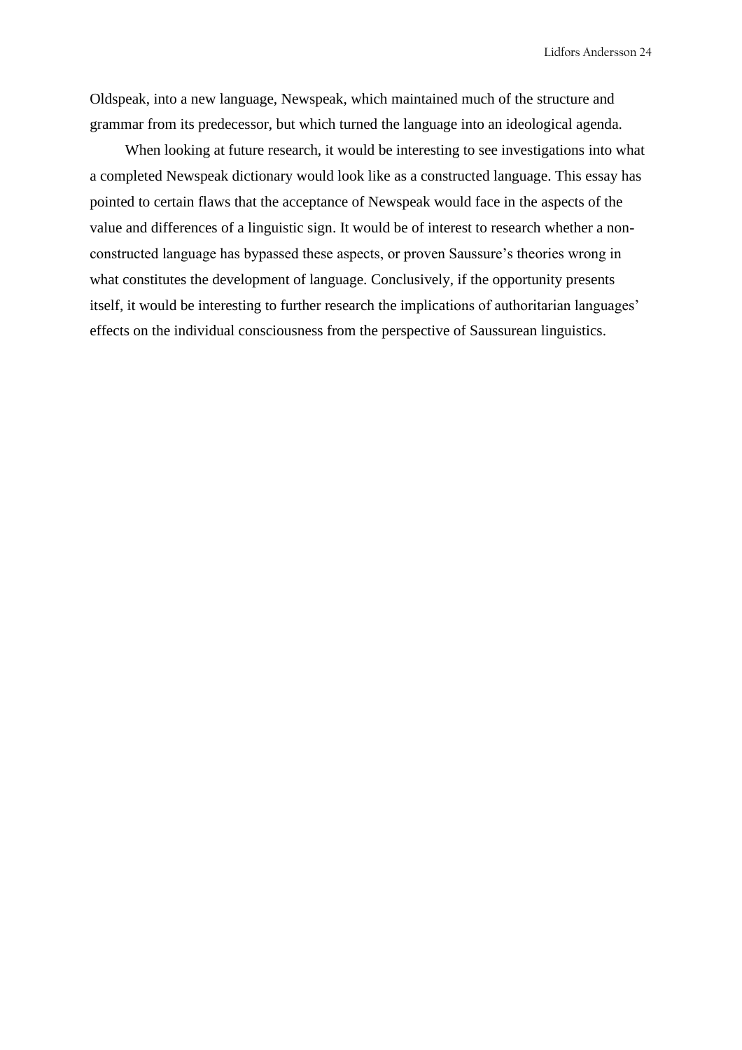Oldspeak, into a new language, Newspeak, which maintained much of the structure and grammar from its predecessor, but which turned the language into an ideological agenda.

When looking at future research, it would be interesting to see investigations into what a completed Newspeak dictionary would look like as a constructed language. This essay has pointed to certain flaws that the acceptance of Newspeak would face in the aspects of the value and differences of a linguistic sign. It would be of interest to research whether a non-constructed language has bypassed these aspects, or proven Saussure's theories wrong in what constitutes the development of language. Conclusively, if the opportunity presents itself, it would be interesting to further research the implications of authoritarian languages' effects on the individual consciousness from the perspective of Saussurean linguistics.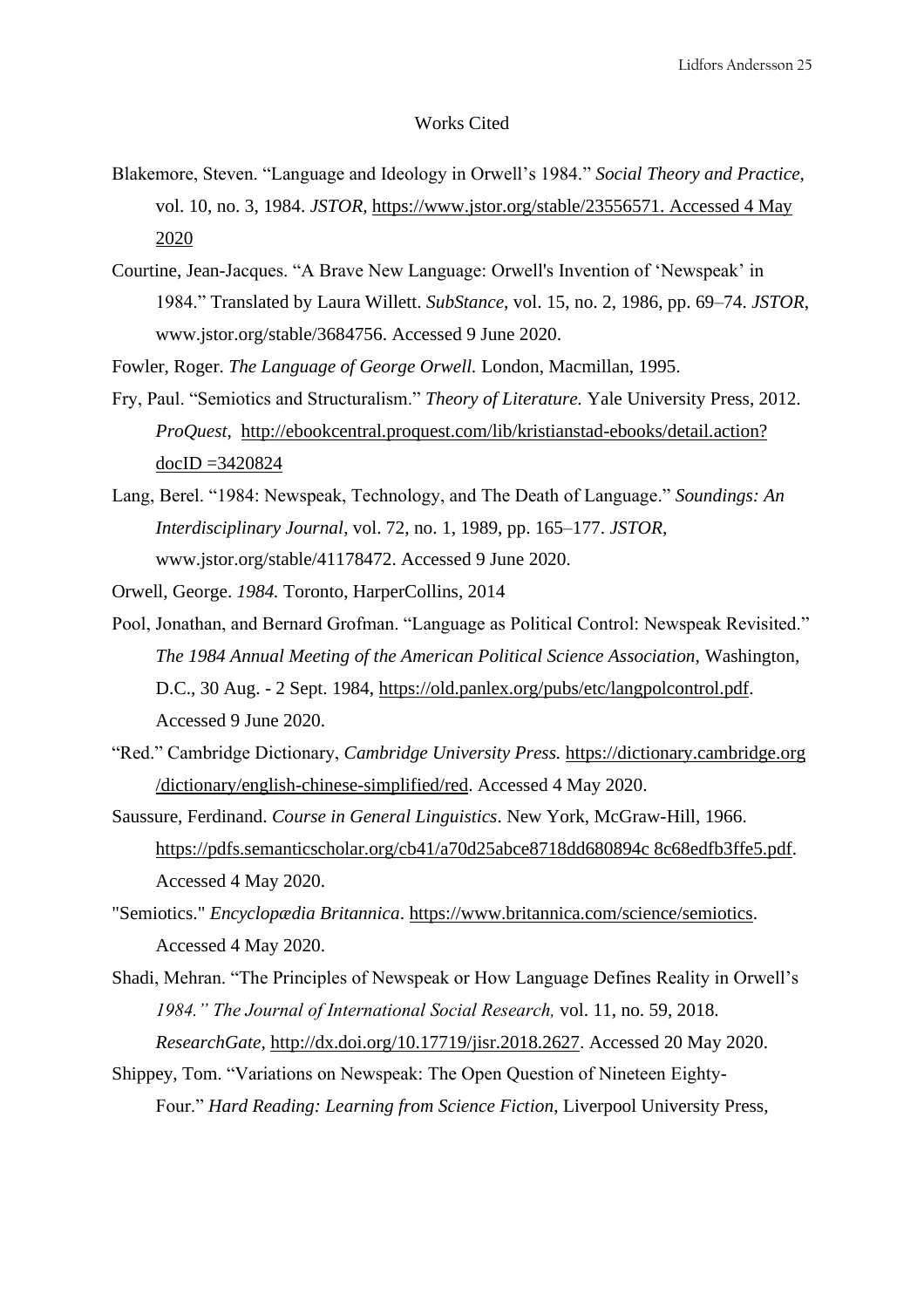## Works Cited

Blakemore, Steven. "Language and Ideology in Orwell's 1984." *Social Theory and Practice,* vol. 10, no. 3, 1984. *JSTOR,* https://www.jstor.org/stable/23556571. Accessed 4 May 2020

Courtine, Jean-Jacques. "A Brave New Language: Orwell's Invention of 'Newspeak' in 1984." Translated by Laura Willett. *SubStance*, vol. 15, no. 2, 1986, pp. 69–74. *JSTOR*, www.jstor.org/stable/3684756. Accessed 9 June 2020.

Fowler, Roger. *The Language of George Orwell.* London, Macmillan, 1995.

Fry, Paul. "Semiotics and Structuralism." *Theory of Literature.* Yale University Press, 2012. *ProQuest*, http://ebookcentral.proquest.com/lib/kristianstad-ebooks/detail.action?docID =3420824

Lang, Berel. "1984: Newspeak, Technology, and The Death of Language." *Soundings: An Interdisciplinary Journal*, vol. 72, no. 1, 1989, pp. 165–177. *JSTOR*, www.jstor.org/stable/41178472. Accessed 9 June 2020.

Orwell, George. *1984.* Toronto, HarperCollins, 2014

Pool, Jonathan, and Bernard Grofman. "Language as Political Control: Newspeak Revisited." *The 1984 Annual Meeting of the American Political Science Association,* Washington, D.C., 30 Aug. - 2 Sept. 1984, https://old.panlex.org/pubs/etc/langpolcontrol.pdf. Accessed 9 June 2020.

"Red." Cambridge Dictionary, *Cambridge University Press.* https://dictionary.cambridge.org /dictionary/english-chinese-simplified/red. Accessed 4 May 2020.

Saussure, Ferdinand. *Course in General Linguistics*. New York, McGraw-Hill, 1966. https://pdfs.semanticscholar.org/cb41/a70d25abce8718dd680894c 8c68edfb3ffe5.pdf. Accessed 4 May 2020.

"Semiotics." *Encyclopædia Britannica*. https://www.britannica.com/science/semiotics. Accessed 4 May 2020.

Shadi, Mehran. "The Principles of Newspeak or How Language Defines Reality in Orwell's *1984." The Journal of International Social Research,* vol. 11, no. 59, 2018. *ResearchGate,* http://dx.doi.org/10.17719/jisr.2018.2627. Accessed 20 May 2020.

Shippey, Tom. "Variations on Newspeak: The Open Question of Nineteen Eighty-Four." *Hard Reading: Learning from Science Fiction*, Liverpool University Press,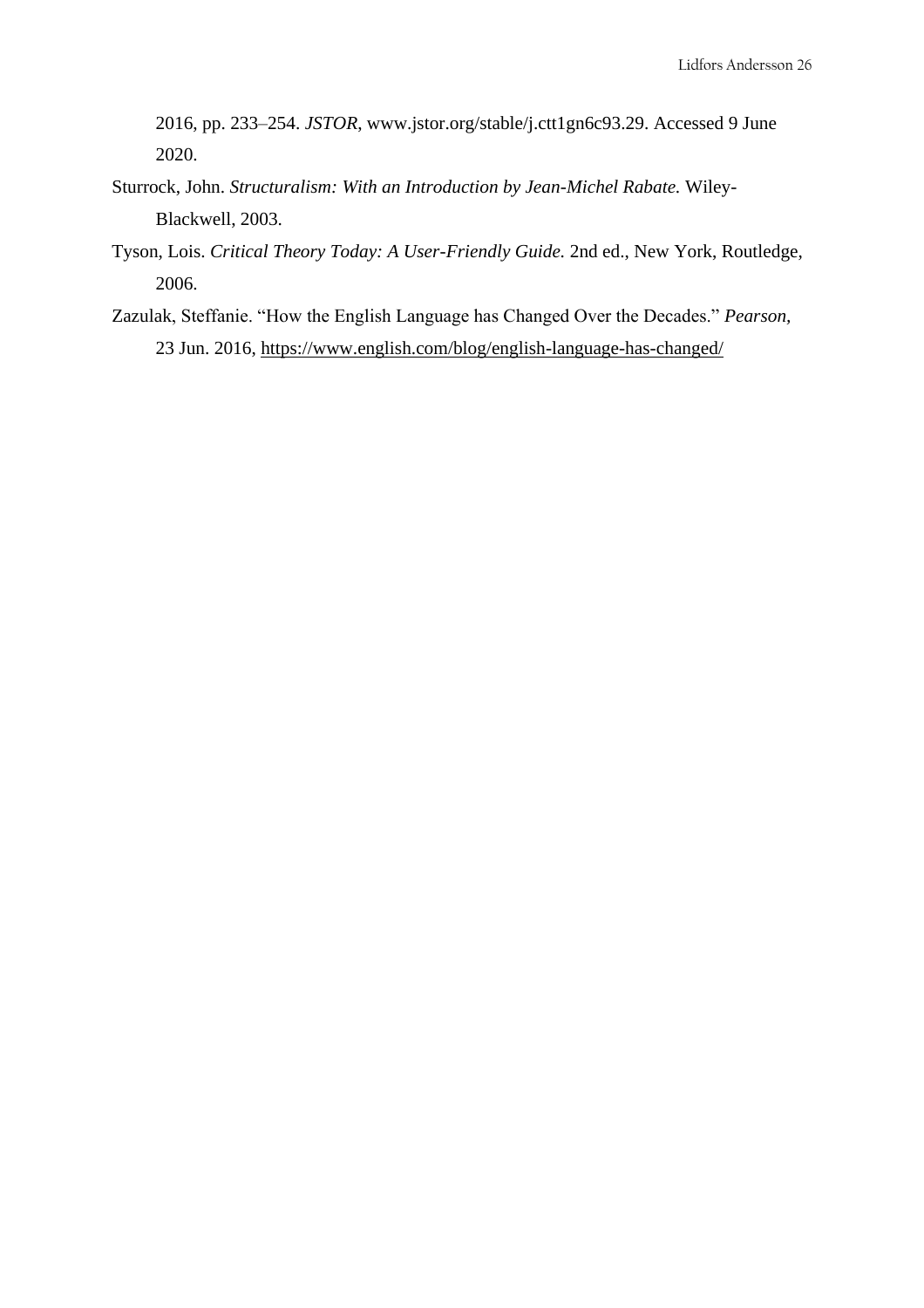2016, pp. 233–254. *JSTOR*, www.jstor.org/stable/j.ctt1gn6c93.29. Accessed 9 June 2020.

Sturrock, John. *Structuralism: With an Introduction by Jean-Michel Rabate.* Wiley-Blackwell, 2003.

Tyson, Lois. *Critical Theory Today: A User-Friendly Guide.* 2nd ed., New York, Routledge, 2006.

Zazulak, Steffanie. "How the English Language has Changed Over the Decades." *Pearson*, 23 Jun. 2016, https://www.english.com/blog/english-language-has-changed/